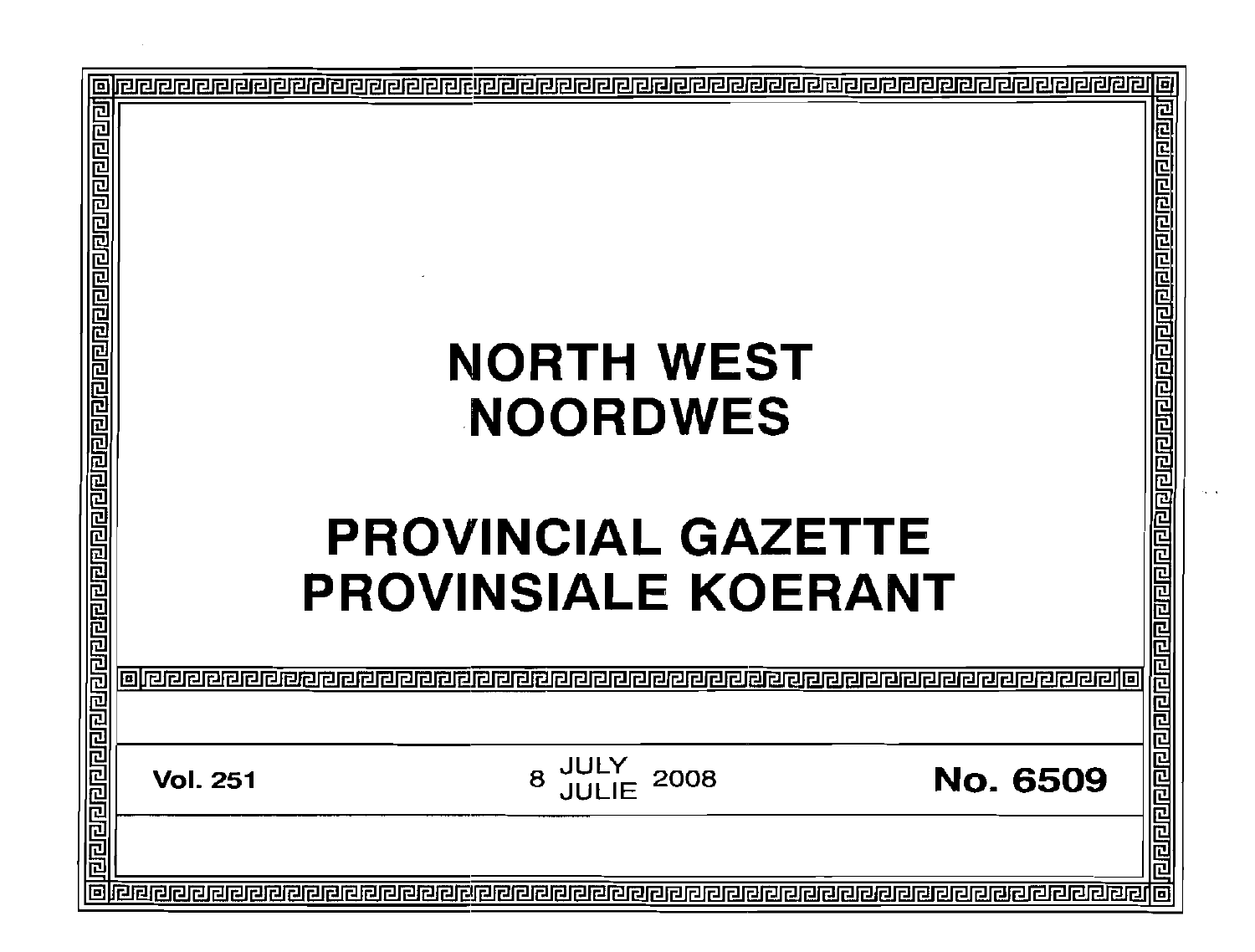# NORTH WEST
# NOORDWES

# PROVINCIAL GAZETTE
# PROVINSIALE KOERANT

**Vol. 251** | 8 JULY / JULIE 2008 | **No. 6509**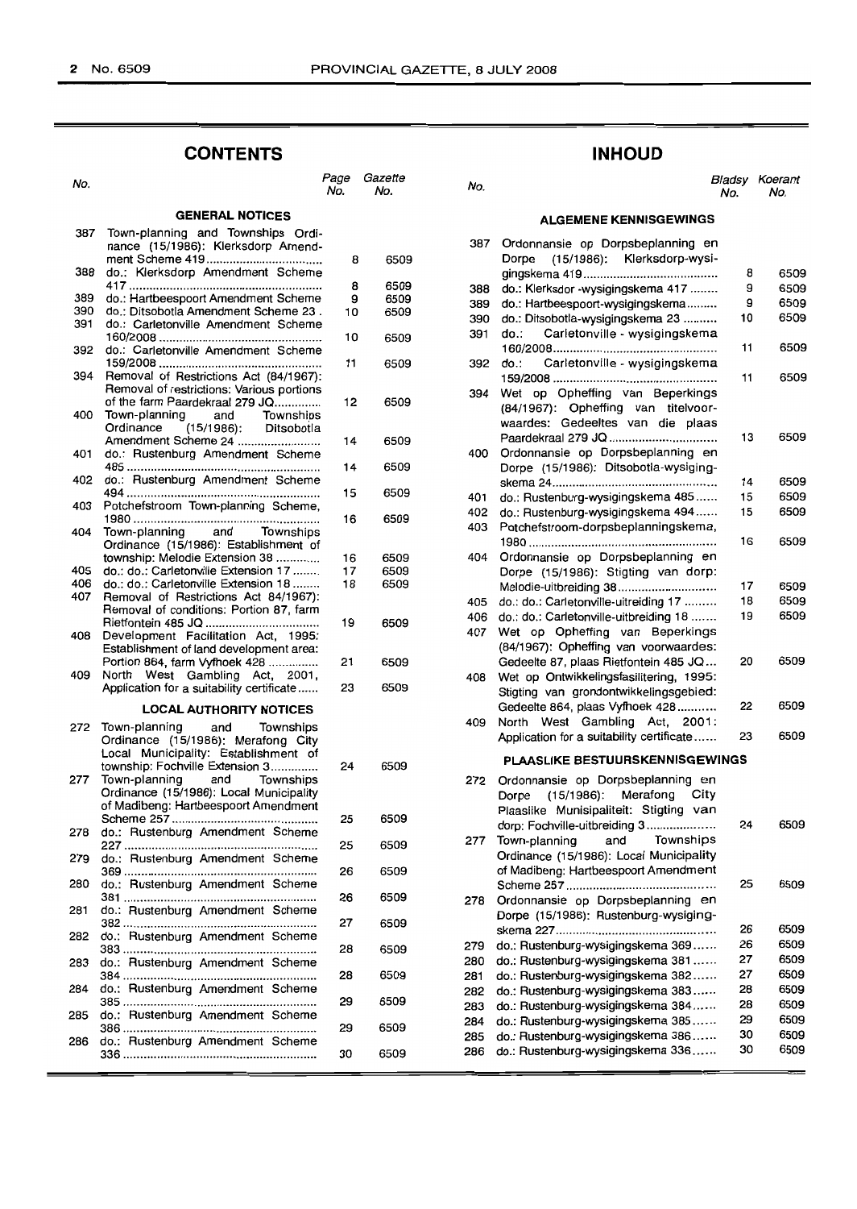## CONTENTS

| No. | | Page No. | Gazette No. |
|---|---|---|---|
| | **GENERAL NOTICES** | | |
| 387 | Town-planning and Townships Ordinance (15/1986): Klerksdorp Amendment Scheme 419 | 8 | 6509 |
| 388 | do.: Klerksdorp Amendment Scheme 417 | 8 | 6509 |
| 389 | do.: Hartbeespoort Amendment Scheme | 9 | 6509 |
| 390 | do.: Ditsobotla Amendment Scheme 23 | 10 | 6509 |
| 391 | do.: Carletonville Amendment Scheme 160/2008 | 10 | 6509 |
| 392 | do.: Carletonville Amendment Scheme 159/2008 | 11 | 6509 |
| 394 | Removal of Restrictions Act (84/1967): Removal of restrictions: Various portions of the farm Paardekraal 279 JQ | 12 | 6509 |
| 400 | Town-planning and Townships Ordinance (15/1986): Ditsobotla Amendment Scheme 24 | 14 | 6509 |
| 401 | do.: Rustenburg Amendment Scheme 485 | 14 | 6509 |
| 402 | do.: Rustenburg Amendment Scheme 494 | 15 | 6509 |
| 403 | Potchefstroom Town-planning Scheme, 1980 | 16 | 6509 |
| 404 | Town-planning and Townships Ordinance (15/1986): Establishment of township: Melodie Extension 38 | 16 | 6509 |
| 405 | do.: do.: Carletonville Extension 17 | 17 | 6509 |
| 406 | do.: do.: Carletonville Extension 18 | 18 | 6509 |
| 407 | Removal of Restrictions Act 84/1967): Removal of conditions: Portion 87, farm Rietfontein 485 JQ | 19 | 6509 |
| 408 | Development Facilitation Act, 1995: Establishment of land development area: Portion 864, farm Vyfhoek 428 | 21 | 6509 |
| 409 | North West Gambling Act, 2001, Application for a suitability certificate | 23 | 6509 |
| | **LOCAL AUTHORITY NOTICES** | | |
| 272 | Town-planning and Townships Ordinance (15/1986): Merafong City Local Municipality: Establishment of township: Fochville Extension 3 | 24 | 6509 |
| 277 | Town-planning and Townships Ordinance (15/1986): Local Municipality of Madibeng: Hartbeespoort Amendment Scheme 257 | 25 | 6509 |
| 278 | do.: Rustenburg Amendment Scheme 227 | 25 | 6509 |
| 279 | do.: Rustenburg Amendment Scheme 369 | 26 | 6509 |
| 280 | do.: Rustenburg Amendment Scheme 381 | 26 | 6509 |
| 281 | do.: Rustenburg Amendment Scheme 382 | 27 | 6509 |
| 282 | do.: Rustenburg Amendment Scheme 383 | 28 | 6509 |
| 283 | do.: Rustenburg Amendment Scheme 384 | 28 | 6509 |
| 284 | do.: Rustenburg Amendment Scheme 385 | 29 | 6509 |
| 285 | do.: Rustenburg Amendment Scheme 386 | 29 | 6509 |
| 286 | do.: Rustenburg Amendment Scheme 336 | 30 | 6509 |

## INHOUD

| No. | | Bladsy No. | Koerant No. |
|---|---|---|---|
| | **ALGEMENE KENNISGEWINGS** | | |
| 387 | Ordonnansie op Dorpsbeplanning en Dorpe (15/1986): Klerksdorp-wysigingskema 419 | 8 | 6509 |
| 388 | do.: Klerksdor -wysigingskema 417 | 9 | 6509 |
| 389 | do.: Hartbeespoort-wysigingskema | 9 | 6509 |
| 390 | do.: Ditsobotla-wysigingskema 23 | 10 | 6509 |
| 391 | do.: Carletonville - wysigingskema 160/2008 | 11 | 6509 |
| 392 | do.: Carletonville - wysigingskema 159/2008 | 11 | 6509 |
| 394 | Wet op Opheffing van Beperkings (84/1967): Opheffing van titelvoorwaardes: Gedeeltes van die plaas Paardekraal 279 JQ | 13 | 6509 |
| 400 | Ordonnansie op Dorpsbeplanning en Dorpe (15/1986): Ditsobotla-wysigingskema 24 | 14 | 6509 |
| 401 | do.: Rustenburg-wysigingskema 485 | 15 | 6509 |
| 402 | do.: Rustenburg-wysigingskema 494 | 15 | 6509 |
| 403 | Potchefstroom-dorpsbeplanningskema, 1980 | 16 | 6509 |
| 404 | Ordonnansie op Dorpsbeplanning en Dorpe (15/1986): Stigting van dorp: Melodie-uitbreiding 38 | 17 | 6509 |
| 405 | do.: do.: Carletonville-uitreiding 17 | 18 | 6509 |
| 406 | do.: do.: Carletonville-uitbreiding 18 | 19 | 6509 |
| 407 | Wet op Opheffing van Beperkings (84/1967): Opheffing van voorwaardes: Gedeelte 87, plaas Rietfontein 485 JQ | 20 | 6509 |
| 408 | Wet op Ontwikkelingsfasilitering, 1995: Stigting van grondontwikkelingsgebied: Gedeelte 864, plaas Vyfhoek 428 | 22 | 6509 |
| 409 | North West Gambling Act, 2001: Application for a suitability certificate | 23 | 6509 |
| | **PLAASLIKE BESTUURSKENNISGEWINGS** | | |
| 272 | Ordonnansie op Dorpsbeplanning en Dorpe (15/1986): Merafong City Plaaslike Munisipaliteit: Stigting van dorp: Fochville-uitbreiding 3 | 24 | 6509 |
| 277 | Town-planning and Townships Ordinance (15/1986): Local Municipality of Madibeng: Hartbeespoort Amendment Scheme 257 | 25 | 6509 |
| 278 | Ordonnansie op Dorpsbeplanning en Dorpe (15/1986): Rustenburg-wysigingskema 227 | 26 | 6509 |
| 279 | do.: Rustenburg-wysigingskema 369 | 26 | 6509 |
| 280 | do.: Rustenburg-wysigingskema 381 | 27 | 6509 |
| 281 | do.: Rustenburg-wysigingskema 382 | 27 | 6509 |
| 282 | do.: Rustenburg-wysigingskema 383 | 28 | 6509 |
| 283 | do.: Rustenburg-wysigingskema 384 | 28 | 6509 |
| 284 | do.: Rustenburg-wysigingskema 385 | 29 | 6509 |
| 285 | do.: Rustenburg-wysigingskema 386 | 30 | 6509 |
| 286 | do.: Rustenburg-wysigingskema 336 | 30 | 6509 |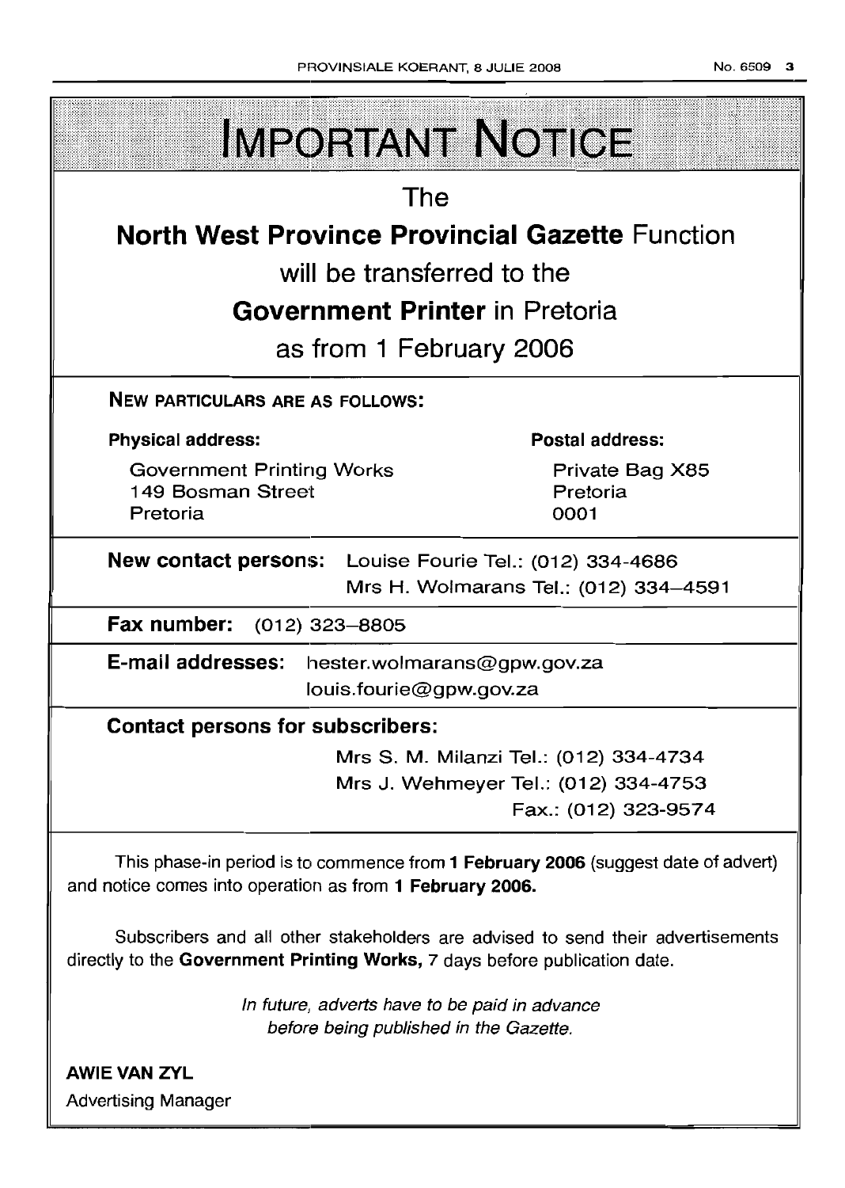# IMPORTANT NOTICE

The

**North West Province Provincial Gazette** Function

will be transferred to the

**Government Printer** in Pretoria

as from 1 February 2006

**NEW PARTICULARS ARE AS FOLLOWS:**

| **Physical address:** | **Postal address:** |
| --- | --- |
| Government Printing Works<br>149 Bosman Street<br>Pretoria | Private Bag X85<br>Pretoria<br>0001 |

**New contact persons:** Louise Fourie Tel.: (012) 334-4686
Mrs H. Wolmarans Tel.: (012) 334–4591

**Fax number:** (012) 323–8805

**E-mail addresses:** hester.wolmarans@gpw.gov.za
louis.fourie@gpw.gov.za

**Contact persons for subscribers:**

Mrs S. M. Milanzi Tel.: (012) 334-4734
Mrs J. Wehmeyer Tel.: (012) 334-4753
Fax.: (012) 323-9574

This phase-in period is to commence from **1 February 2006** (suggest date of advert) and notice comes into operation as from **1 February 2006.**

Subscribers and all other stakeholders are advised to send their advertisements directly to the **Government Printing Works,** 7 days before publication date.

*In future, adverts have to be paid in advance before being published in the Gazette.*

**AWIE VAN ZYL**
Advertising Manager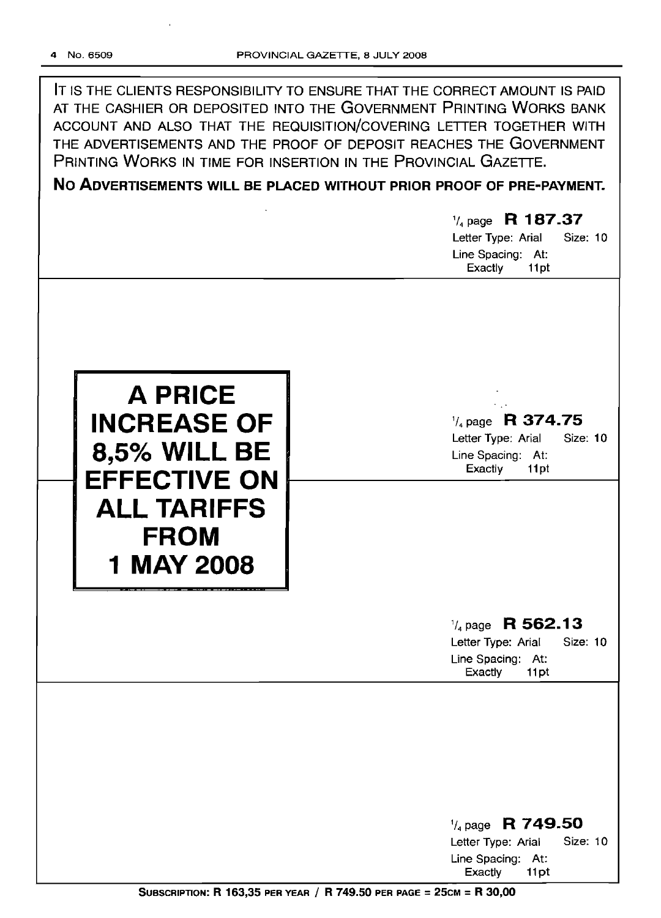IT IS THE CLIENTS RESPONSIBILITY TO ENSURE THAT THE CORRECT AMOUNT IS PAID AT THE CASHIER OR DEPOSITED INTO THE GOVERNMENT PRINTING WORKS BANK ACCOUNT AND ALSO THAT THE REQUISITION/COVERING LETTER TOGETHER WITH THE ADVERTISEMENTS AND THE PROOF OF DEPOSIT REACHES THE GOVERNMENT PRINTING WORKS IN TIME FOR INSERTION IN THE PROVINCIAL GAZETTE.

**NO ADVERTISEMENTS WILL BE PLACED WITHOUT PRIOR PROOF OF PRE-PAYMENT.**

1/4 page **R 187.37**
Letter Type: Arial Size: 10
Line Spacing: At: Exactly 11pt

**A PRICE INCREASE OF 8,5% WILL BE EFFECTIVE ON ALL TARIFFS FROM 1 MAY 2008**

1/4 page **R 374.75**
Letter Type: Arial Size: 10
Line Spacing: At: Exactly 11pt

1/4 page **R 562.13**
Letter Type: Arial Size: 10
Line Spacing: At: Exactly 11pt

1/4 page **R 749.50**
Letter Type: Arial Size: 10
Line Spacing: At: Exactly 11pt

**SUBSCRIPTION: R 163,35 PER YEAR / R 749.50 PER PAGE = 25CM = R 30,00**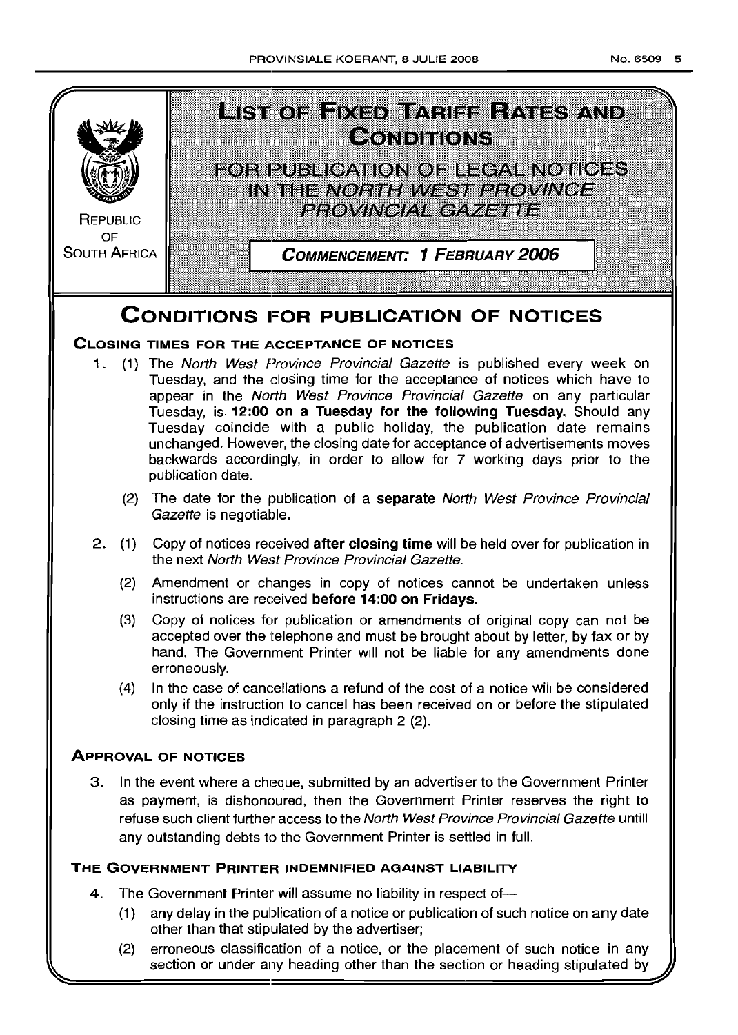REPUBLIC OF SOUTH AFRICA

# LIST OF FIXED TARIFF RATES AND CONDITIONS

## FOR PUBLICATION OF LEGAL NOTICES IN THE *NORTH WEST PROVINCE PROVINCIAL GAZETTE*

**COMMENCEMENT: 1 FEBRUARY 2006**

# CONDITIONS FOR PUBLICATION OF NOTICES

### CLOSING TIMES FOR THE ACCEPTANCE OF NOTICES

1. (1) The *North West Province Provincial Gazette* is published every week on Tuesday, and the closing time for the acceptance of notices which have to appear in the *North West Province Provincial Gazette* on any particular Tuesday, is **12:00 on a Tuesday for the following Tuesday.** Should any Tuesday coincide with a public holiday, the publication date remains unchanged. However, the closing date for acceptance of advertisements moves backwards accordingly, in order to allow for 7 working days prior to the publication date.

   (2) The date for the publication of a **separate** *North West Province Provincial Gazette* is negotiable.

2. (1) Copy of notices received **after closing time** will be held over for publication in the next *North West Province Provincial Gazette.*

   (2) Amendment or changes in copy of notices cannot be undertaken unless instructions are received **before 14:00 on Fridays.**

   (3) Copy of notices for publication or amendments of original copy can not be accepted over the telephone and must be brought about by letter, by fax or by hand. The Government Printer will not be liable for any amendments done erroneously.

   (4) In the case of cancellations a refund of the cost of a notice will be considered only if the instruction to cancel has been received on or before the stipulated closing time as indicated in paragraph 2 (2).

### APPROVAL OF NOTICES

3. In the event where a cheque, submitted by an advertiser to the Government Printer as payment, is dishonoured, then the Government Printer reserves the right to refuse such client further access to the *North West Province Provincial Gazette* untill any outstanding debts to the Government Printer is settled in full.

### THE GOVERNMENT PRINTER INDEMNIFIED AGAINST LIABILITY

4. The Government Printer will assume no liability in respect of—

   (1) any delay in the publication of a notice or publication of such notice on any date other than that stipulated by the advertiser;

   (2) erroneous classification of a notice, or the placement of such notice in any section or under any heading other than the section or heading stipulated by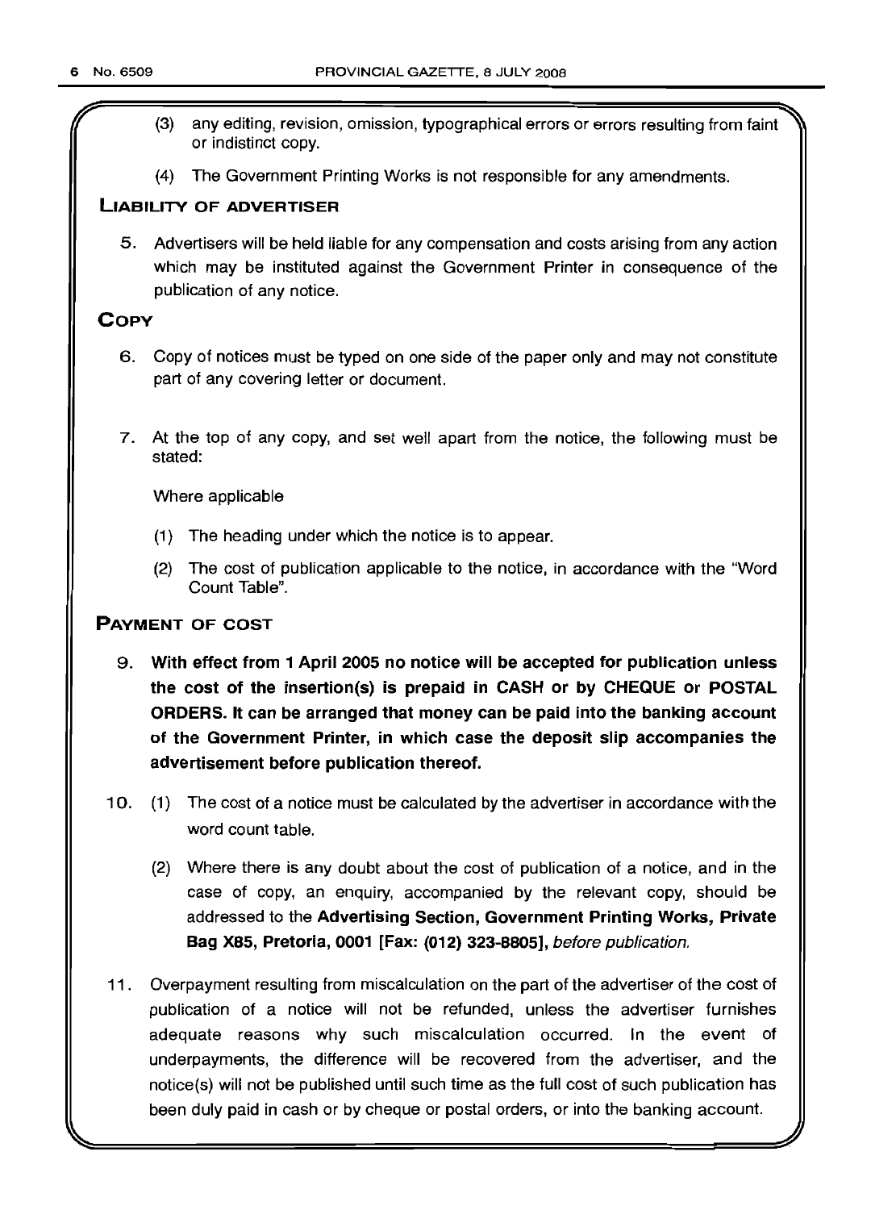(3) any editing, revision, omission, typographical errors or errors resulting from faint or indistinct copy.

(4) The Government Printing Works is not responsible for any amendments.

## LIABILITY OF ADVERTISER

5. Advertisers will be held liable for any compensation and costs arising from any action which may be instituted against the Government Printer in consequence of the publication of any notice.

## COPY

6. Copy of notices must be typed on one side of the paper only and may not constitute part of any covering letter or document.

7. At the top of any copy, and set well apart from the notice, the following must be stated:

   Where applicable

   (1) The heading under which the notice is to appear.

   (2) The cost of publication applicable to the notice, in accordance with the "Word Count Table".

## PAYMENT OF COST

9. **With effect from 1 April 2005 no notice will be accepted for publication unless the cost of the insertion(s) is prepaid in CASH or by CHEQUE or POSTAL ORDERS. It can be arranged that money can be paid into the banking account of the Government Printer, in which case the deposit slip accompanies the advertisement before publication thereof.**

10. (1) The cost of a notice must be calculated by the advertiser in accordance with the word count table.

    (2) Where there is any doubt about the cost of publication of a notice, and in the case of copy, an enquiry, accompanied by the relevant copy, should be addressed to the **Advertising Section, Government Printing Works, Private Bag X85, Pretoria, 0001 [Fax: (012) 323-8805]**, *before publication.*

11. Overpayment resulting from miscalculation on the part of the advertiser of the cost of publication of a notice will not be refunded, unless the advertiser furnishes adequate reasons why such miscalculation occurred. In the event of underpayments, the difference will be recovered from the advertiser, and the notice(s) will not be published until such time as the full cost of such publication has been duly paid in cash or by cheque or postal orders, or into the banking account.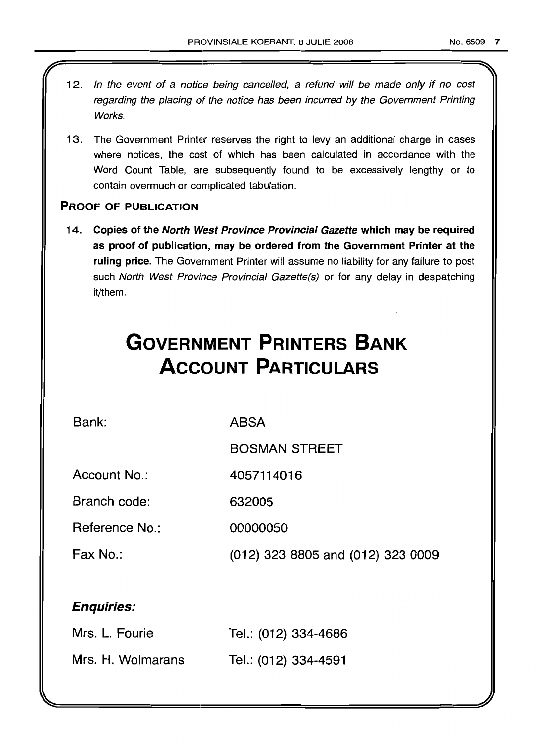12. *In the event of a notice being cancelled, a refund will be made only if no cost regarding the placing of the notice has been incurred by the Government Printing Works.*

13. The Government Printer reserves the right to levy an additional charge in cases where notices, the cost of which has been calculated in accordance with the Word Count Table, are subsequently found to be excessively lengthy or to contain overmuch or complicated tabulation.

**PROOF OF PUBLICATION**

14. **Copies of the *North West Province Provincial Gazette* which may be required as proof of publication, may be ordered from the Government Printer at the ruling price.** The Government Printer will assume no liability for any failure to post such *North West Province Provincial Gazette(s)* or for any delay in despatching it/them.

# GOVERNMENT PRINTERS BANK ACCOUNT PARTICULARS

| | |
|---|---|
| Bank: | ABSA |
| | BOSMAN STREET |
| Account No.: | 4057114016 |
| Branch code: | 632005 |
| Reference No.: | 00000050 |
| Fax No.: | (012) 323 8805 and (012) 323 0009 |

***Enquiries:***

| | |
|---|---|
| Mrs. L. Fourie | Tel.: (012) 334-4686 |
| Mrs. H. Wolmarans | Tel.: (012) 334-4591 |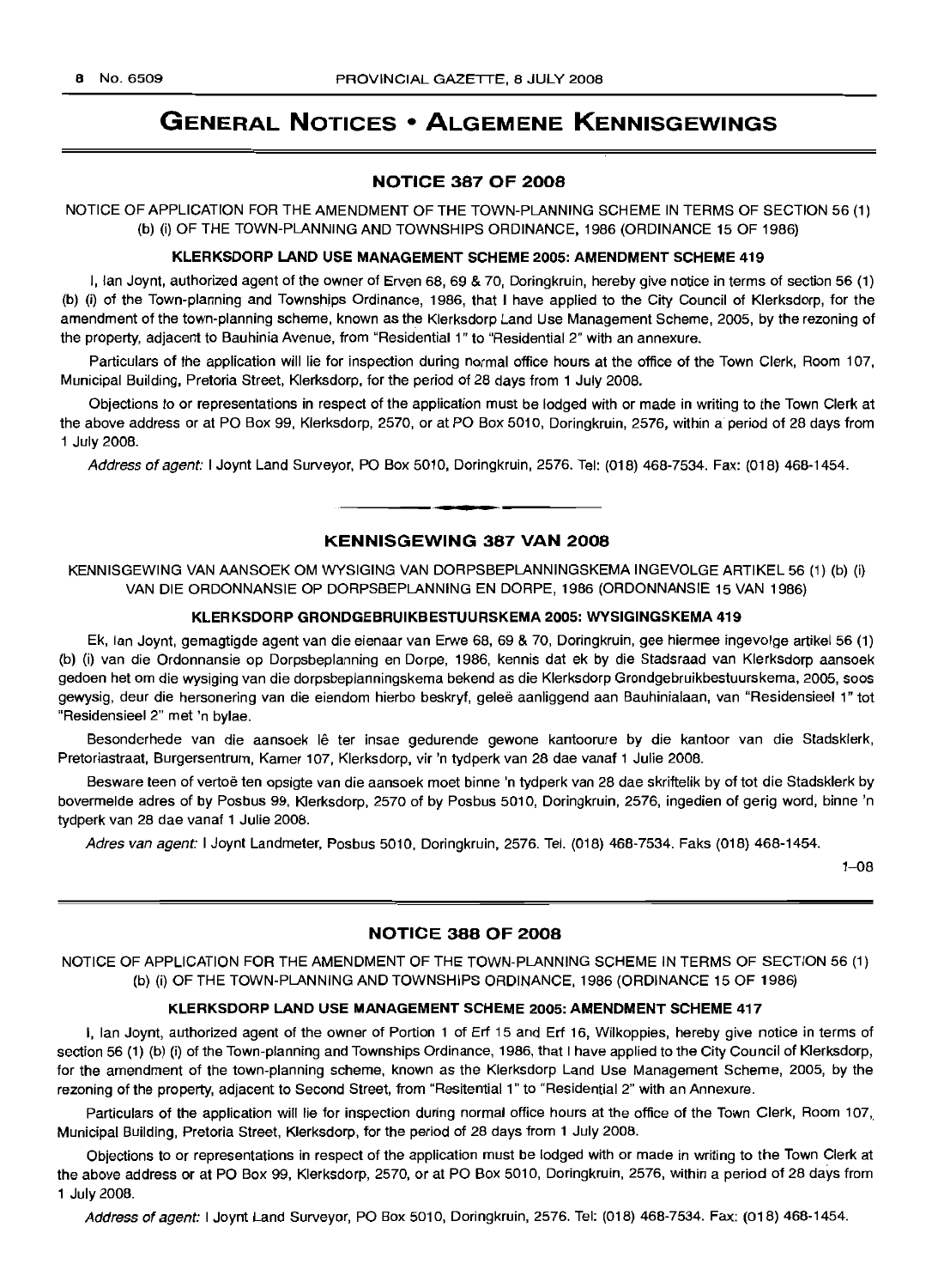# GENERAL NOTICES • ALGEMENE KENNISGEWINGS

## NOTICE 387 OF 2008

NOTICE OF APPLICATION FOR THE AMENDMENT OF THE TOWN-PLANNING SCHEME IN TERMS OF SECTION 56 (1) (b) (i) OF THE TOWN-PLANNING AND TOWNSHIPS ORDINANCE, 1986 (ORDINANCE 15 OF 1986)

### KLERKSDORP LAND USE MANAGEMENT SCHEME 2005: AMENDMENT SCHEME 419

I, Ian Joynt, authorized agent of the owner of Erven 68, 69 & 70, Doringkruin, hereby give notice in terms of section 56 (1) (b) (i) of the Town-planning and Townships Ordinance, 1986, that I have applied to the City Council of Klerksdorp, for the amendment of the town-planning scheme, known as the Klerksdorp Land Use Management Scheme, 2005, by the rezoning of the property, adjacent to Bauhinia Avenue, from "Residential 1" to "Residential 2" with an annexure.

Particulars of the application will lie for inspection during normal office hours at the office of the Town Clerk, Room 107, Municipal Building, Pretoria Street, Klerksdorp, for the period of 28 days from 1 July 2008.

Objections to or representations in respect of the application must be lodged with or made in writing to the Town Clerk at the above address or at PO Box 99, Klerksdorp, 2570, or at PO Box 5010, Doringkruin, 2576, within a period of 28 days from 1 July 2008.

*Address of agent:* I Joynt Land Surveyor, PO Box 5010, Doringkruin, 2576. Tel: (018) 468-7534. Fax: (018) 468-1454.

---

## KENNISGEWING 387 VAN 2008

KENNISGEWING VAN AANSOEK OM WYSIGING VAN DORPSBEPLANNINGSKEMA INGEVOLGE ARTIKEL 56 (1) (b) (i) VAN DIE ORDONNANSIE OP DORPSBEPLANNING EN DORPE, 1986 (ORDONNANSIE 15 VAN 1986)

### KLERKSDORP GRONDGEBRUIKBESTUURSKEMA 2005: WYSIGINGSKEMA 419

Ek, Ian Joynt, gemagtigde agent van die eienaar van Erwe 68, 69 & 70, Doringkruin, gee hiermee ingevolge artikel 56 (1) (b) (i) van die Ordonnansie op Dorpsbeplanning en Dorpe, 1986, kennis dat ek by die Stadsraad van Klerksdorp aansoek gedoen het om die wysiging van die dorpsbeplanningskema bekend as die Klerksdorp Grondgebruikbestuurskema, 2005, soos gewysig, deur die hersonering van die eiendom hierbo beskryf, geleë aanliggend aan Bauhinialaan, van "Residensieel 1" tot "Residensieel 2" met 'n bylae.

Besonderhede van die aansoek lê ter insae gedurende gewone kantoorure by die kantoor van die Stadsklerk, Pretoriastraat, Burgersentrum, Kamer 107, Klerksdorp, vir 'n tydperk van 28 dae vanaf 1 Julie 2008.

Besware teen of vertoë ten opsigte van die aansoek moet binne 'n tydperk van 28 dae skriftelik by of tot die Stadsklerk by bovermelde adres of by Posbus 99, Klerksdorp, 2570 of by Posbus 5010, Doringkruin, 2576, ingedien of gerig word, binne 'n tydperk van 28 dae vanaf 1 Julie 2008.

*Adres van agent:* I Joynt Landmeter, Posbus 5010, Doringkruin, 2576. Tel. (018) 468-7534. Faks (018) 468-1454.

1–08

---

## NOTICE 388 OF 2008

NOTICE OF APPLICATION FOR THE AMENDMENT OF THE TOWN-PLANNING SCHEME IN TERMS OF SECTION 56 (1) (b) (i) OF THE TOWN-PLANNING AND TOWNSHIPS ORDINANCE, 1986 (ORDINANCE 15 OF 1986)

### KLERKSDORP LAND USE MANAGEMENT SCHEME 2005: AMENDMENT SCHEME 417

I, Ian Joynt, authorized agent of the owner of Portion 1 of Erf 15 and Erf 16, Wilkoppies, hereby give notice in terms of section 56 (1) (b) (i) of the Town-planning and Townships Ordinance, 1986, that I have applied to the City Council of Klerksdorp, for the amendment of the town-planning scheme, known as the Klerksdorp Land Use Management Scheme, 2005, by the rezoning of the property, adjacent to Second Street, from "Resitential 1" to "Residential 2" with an Annexure.

Particulars of the application will lie for inspection during normal office hours at the office of the Town Clerk, Room 107, Municipal Building, Pretoria Street, Klerksdorp, for the period of 28 days from 1 July 2008.

Objections to or representations in respect of the application must be lodged with or made in writing to the Town Clerk at the above address or at PO Box 99, Klerksdorp, 2570, or at PO Box 5010, Doringkruin, 2576, within a period of 28 days from 1 July 2008.

*Address of agent:* I Joynt Land Surveyor, PO Box 5010, Doringkruin, 2576. Tel: (018) 468-7534. Fax: (018) 468-1454.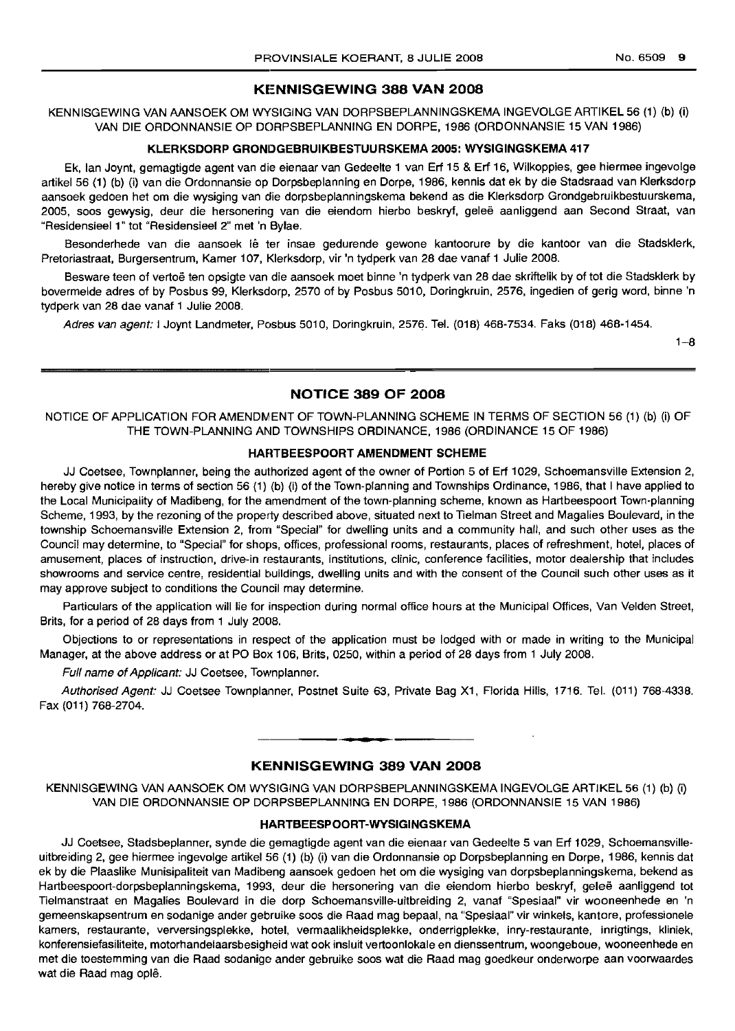## KENNISGEWING 388 VAN 2008

KENNISGEWING VAN AANSOEK OM WYSIGING VAN DORPSBEPLANNINGSKEMA INGEVOLGE ARTIKEL 56 (1) (b) (i) VAN DIE ORDONNANSIE OP DORPSBEPLANNING EN DORPE, 1986 (ORDONNANSIE 15 VAN 1986)

### KLERKSDORP GRONDGEBRUIKBESTUURSKEMA 2005: WYSIGINGSKEMA 417

Ek, Ian Joynt, gemagtigde agent van die eienaar van Gedeelte 1 van Erf 15 & Erf 16, Wilkoppies, gee hiermee ingevolge artikel 56 (1) (b) (i) van die Ordonnansie op Dorpsbeplanning en Dorpe, 1986, kennis dat ek by die Stadsraad van Klerksdorp aansoek gedoen het om die wysiging van die dorpsbeplanningskema bekend as die Klerksdorp Grondgebruikbestuurskema, 2005, soos gewysig, deur die hersonering van die eiendom hierbo beskryf, geleë aanliggend aan Second Straat, van "Residensieel 1" tot "Residensieel 2" met 'n Bylae.

Besonderhede van die aansoek lê ter insae gedurende gewone kantoorure by die kantoor van die Stadsklerk, Pretoriastraat, Burgersentrum, Kamer 107, Klerksdorp, vir 'n tydperk van 28 dae vanaf 1 Julie 2008.

Besware teen of vertoë ten opsigte van die aansoek moet binne 'n tydperk van 28 dae skriftelik by of tot die Stadsklerk by bovermelde adres of by Posbus 99, Klerksdorp, 2570 of by Posbus 5010, Doringkruin, 2576, ingedien of gerig word, binne 'n tydperk van 28 dae vanaf 1 Julie 2008.

*Adres van agent:* I Joynt Landmeter, Posbus 5010, Doringkruin, 2576. Tel. (018) 468-7534. Faks (018) 468-1454.

1–8

## NOTICE 389 OF 2008

NOTICE OF APPLICATION FOR AMENDMENT OF TOWN-PLANNING SCHEME IN TERMS OF SECTION 56 (1) (b) (i) OF THE TOWN-PLANNING AND TOWNSHIPS ORDINANCE, 1986 (ORDINANCE 15 OF 1986)

### HARTBEESPOORT AMENDMENT SCHEME

JJ Coetsee, Townplanner, being the authorized agent of the owner of Portion 5 of Erf 1029, Schoemansville Extension 2, hereby give notice in terms of section 56 (1) (b) (i) of the Town-planning and Townships Ordinance, 1986, that I have applied to the Local Municipality of Madibeng, for the amendment of the town-planning scheme, known as Hartbeespoort Town-planning Scheme, 1993, by the rezoning of the property described above, situated next to Tielman Street and Magalies Boulevard, in the township Schoemansville Extension 2, from "Special" for dwelling units and a community hall, and such other uses as the Council may determine, to "Special" for shops, offices, professional rooms, restaurants, places of refreshment, hotel, places of amusement, places of instruction, drive-in restaurants, institutions, clinic, conference facilities, motor dealership that includes showrooms and service centre, residential buildings, dwelling units and with the consent of the Council such other uses as it may approve subject to conditions the Council may determine.

Particulars of the application will lie for inspection during normal office hours at the Municipal Offices, Van Velden Street, Brits, for a period of 28 days from 1 July 2008.

Objections to or representations in respect of the application must be lodged with or made in writing to the Municipal Manager, at the above address or at PO Box 106, Brits, 0250, within a period of 28 days from 1 July 2008.

*Full name of Applicant:* JJ Coetsee, Townplanner.

*Authorised Agent:* JJ Coetsee Townplanner, Postnet Suite 63, Private Bag X1, Florida Hills, 1716. Tel. (011) 768-4338. Fax (011) 768-2704.

---

## KENNISGEWING 389 VAN 2008

KENNISGEWING VAN AANSOEK OM WYSIGING VAN DORPSBEPLANNINGSKEMA INGEVOLGE ARTIKEL 56 (1) (b) (i) VAN DIE ORDONNANSIE OP DORPSBEPLANNING EN DORPE, 1986 (ORDONNANSIE 15 VAN 1986)

### HARTBEESPOORT-WYSIGINGSKEMA

JJ Coetsee, Stadsbeplanner, synde die gemagtigde agent van die eienaar van Gedeelte 5 van Erf 1029, Schoemansville-uitbreiding 2, gee hiermee ingevolge artikel 56 (1) (b) (i) van die Ordonnansie op Dorpsbeplanning en Dorpe, 1986, kennis dat ek by die Plaaslike Munisipaliteit van Madibeng aansoek gedoen het om die wysiging van dorpsbeplanningskema, bekend as Hartbeespoort-dorpsbeplanningskema, 1993, deur die hersonering van die eiendom hierbo beskryf, geleë aanliggend tot Tielmanstraat en Magalies Boulevard in die dorp Schoemansville-uitbreiding 2, vanaf "Spesiaal" vir wooneenhede en 'n gemeenskapsentrum en sodanige ander gebruike soos die Raad mag bepaal, na "Spesiaal" vir winkels, kantore, professionele kamers, restaurante, verversingsplekke, hotel, vermaaklikheidsplekke, onderrigplekke, inry-restaurante, inrigtings, kliniek, konferensiefasiliteite, motorhandelaarsbesigheid wat ook insluit vertoonlokale en dienssentrum, woongeboue, wooneenhede en met die toestemming van die Raad sodanige ander gebruike soos wat die Raad mag goedkeur onderworpe aan voorwaardes wat die Raad mag oplê.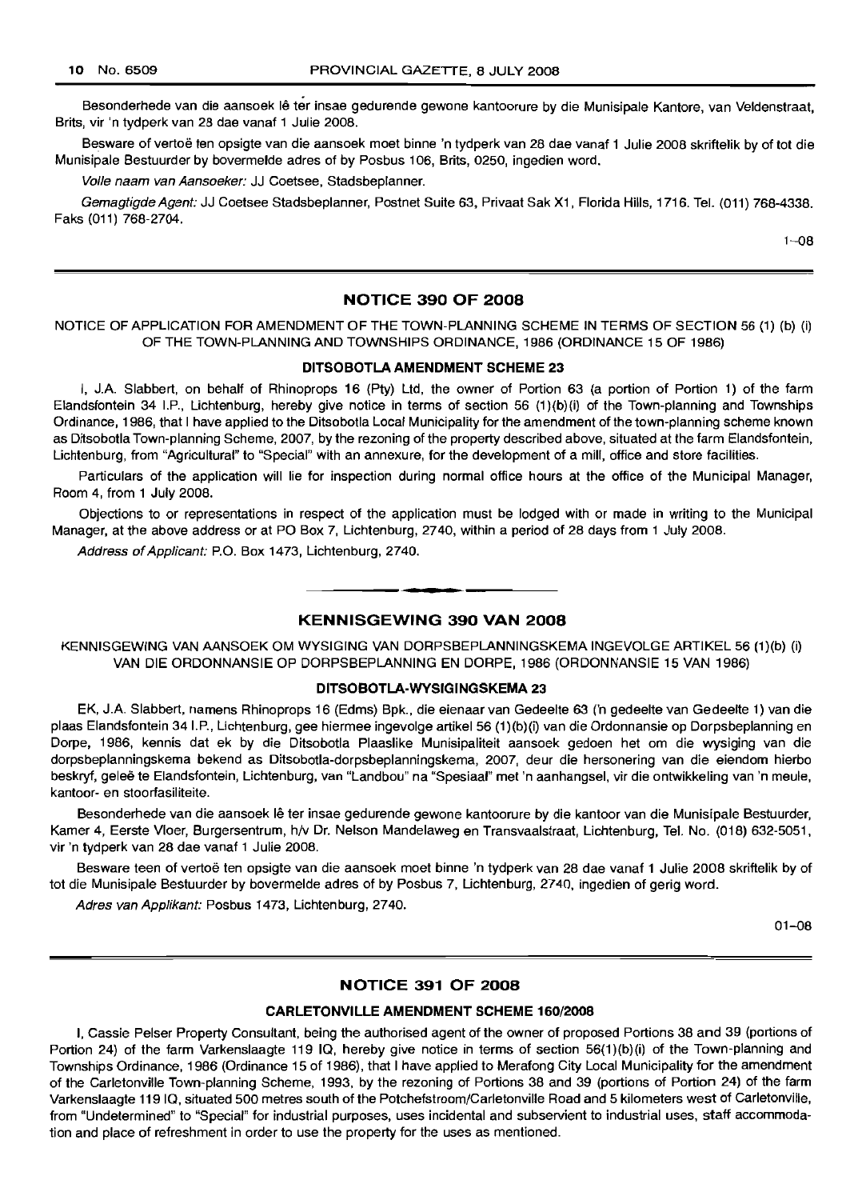Besonderhede van die aansoek lê ter insae gedurende gewone kantoorure by die Munisipale Kantore, van Veldenstraat, Brits, vir 'n tydperk van 28 dae vanaf 1 Julie 2008.

Besware of vertoë ten opsigte van die aansoek moet binne 'n tydperk van 28 dae vanaf 1 Julie 2008 skriftelik by of tot die Munisipale Bestuurder by bovermelde adres of by Posbus 106, Brits, 0250, ingedien word.

*Volle naam van Aansoeker:* JJ Coetsee, Stadsbeplanner.

*Gemagtigde Agent:* JJ Coetsee Stadsbeplanner, Postnet Suite 63, Privaat Sak X1, Florida Hills, 1716. Tel. (011) 768-4338. Faks (011) 768-2704.

1–08

## NOTICE 390 OF 2008

NOTICE OF APPLICATION FOR AMENDMENT OF THE TOWN-PLANNING SCHEME IN TERMS OF SECTION 56 (1) (b) (i) OF THE TOWN-PLANNING AND TOWNSHIPS ORDINANCE, 1986 (ORDINANCE 15 OF 1986)

### DITSOBOTLA AMENDMENT SCHEME 23

I, J.A. Slabbert, on behalf of Rhinoprops 16 (Pty) Ltd, the owner of Portion 63 (a portion of Portion 1) of the farm Elandsfontein 34 I.P., Lichtenburg, hereby give notice in terms of section 56 (1)(b)(i) of the Town-planning and Townships Ordinance, 1986, that I have applied to the Ditsobotla Local Municipality for the amendment of the town-planning scheme known as Ditsobotla Town-planning Scheme, 2007, by the rezoning of the property described above, situated at the farm Elandsfontein, Lichtenburg, from "Agricultural" to "Special" with an annexure, for the development of a mill, office and store facilities.

Particulars of the application will lie for inspection during normal office hours at the office of the Municipal Manager, Room 4, from 1 July 2008.

Objections to or representations in respect of the application must be lodged with or made in writing to the Municipal Manager, at the above address or at PO Box 7, Lichtenburg, 2740, within a period of 28 days from 1 July 2008.

*Address of Applicant:* P.O. Box 1473, Lichtenburg, 2740.

## KENNISGEWING 390 VAN 2008

KENNISGEWING VAN AANSOEK OM WYSIGING VAN DORPSBEPLANNINGSKEMA INGEVOLGE ARTIKEL 56 (1)(b) (i) VAN DIE ORDONNANSIE OP DORPSBEPLANNING EN DORPE, 1986 (ORDONNANSIE 15 VAN 1986)

### DITSOBOTLA-WYSIGINGSKEMA 23

EK, J.A. Slabbert, namens Rhinoprops 16 (Edms) Bpk., die eienaar van Gedeelte 63 ('n gedeelte van Gedeelte 1) van die plaas Elandsfontein 34 I.P., Lichtenburg, gee hiermee ingevolge artikel 56 (1)(b)(i) van die Ordonnansie op Dorpsbeplanning en Dorpe, 1986, kennis dat ek by die Ditsobotla Plaaslike Munisipaliteit aansoek gedoen het om die wysiging van die dorpsbeplanningskema bekend as Ditsobotla-dorpsbeplanningskema, 2007, deur die hersonering van die eiendom hierbo beskryf, geleë te Elandsfontein, Lichtenburg, van "Landbou" na "Spesiaal" met 'n aanhangsel, vir die ontwikkeling van 'n meule, kantoor- en stoorfasiliteite.

Besonderhede van die aansoek lê ter insae gedurende gewone kantoorure by die kantoor van die Munisipale Bestuurder, Kamer 4, Eerste Vloer, Burgersentrum, h/v Dr. Nelson Mandelaweg en Transvaalstraat, Lichtenburg, Tel. No. (018) 632-5051, vir 'n tydperk van 28 dae vanaf 1 Julie 2008.

Besware teen of vertoë ten opsigte van die aansoek moet binne 'n tydperk van 28 dae vanaf 1 Julie 2008 skriftelik by of tot die Munisipale Bestuurder by bovermelde adres of by Posbus 7, Lichtenburg, 2740, ingedien of gerig word.

*Adres van Applikant:* Posbus 1473, Lichtenburg, 2740.

01–08

## NOTICE 391 OF 2008

### CARLETONVILLE AMENDMENT SCHEME 160/2008

I, Cassie Pelser Property Consultant, being the authorised agent of the owner of proposed Portions 38 and 39 (portions of Portion 24) of the farm Varkenslaagte 119 IQ, hereby give notice in terms of section 56(1)(b)(i) of the Town-planning and Townships Ordinance, 1986 (Ordinance 15 of 1986), that I have applied to Merafong City Local Municipality for the amendment of the Carletonville Town-planning Scheme, 1993, by the rezoning of Portions 38 and 39 (portions of Portion 24) of the farm Varkenslaagte 119 IQ, situated 500 metres south of the Potchefstroom/Carletonville Road and 5 kilometers west of Carletonville, from "Undetermined" to "Special" for industrial purposes, uses incidental and subservient to industrial uses, staff accommodation and place of refreshment in order to use the property for the uses as mentioned.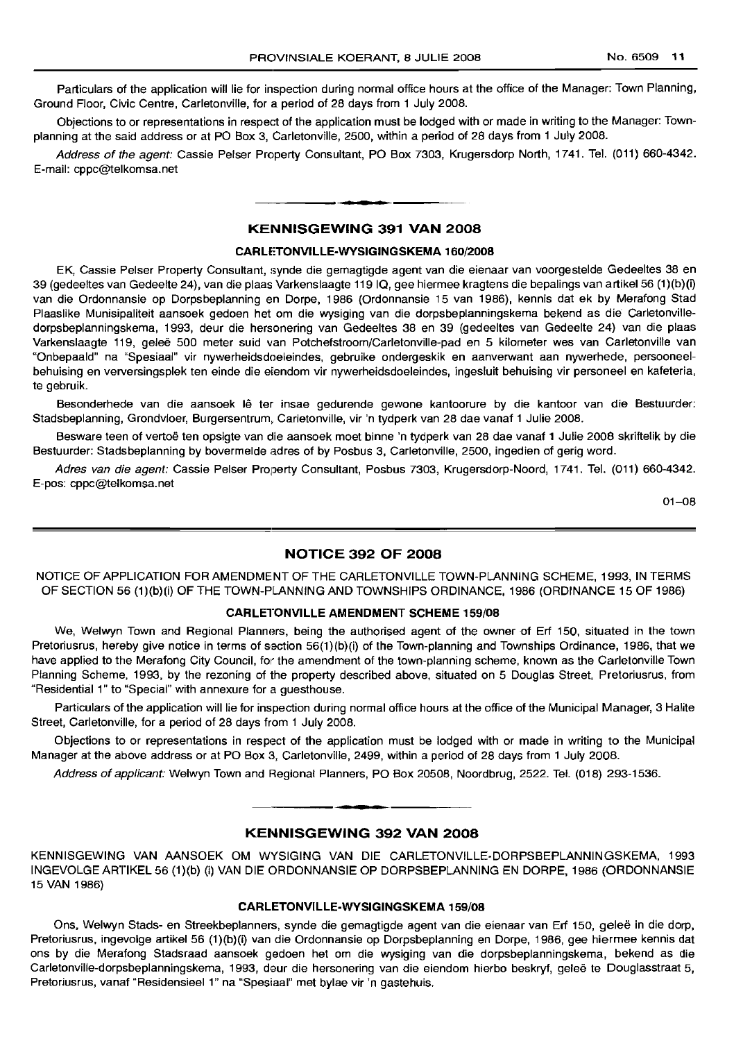Particulars of the application will lie for inspection during normal office hours at the office of the Manager: Town Planning, Ground Floor, Civic Centre, Carletonville, for a period of 28 days from 1 July 2008.

Objections to or representations in respect of the application must be lodged with or made in writing to the Manager: Town-planning at the said address or at PO Box 3, Carletonville, 2500, within a period of 28 days from 1 July 2008.

*Address of the agent:* Cassie Pelser Property Consultant, PO Box 7303, Krugersdorp North, 1741. Tel. (011) 660-4342. E-mail: cppc@telkomsa.net

## KENNISGEWING 391 VAN 2008

### CARLETONVILLE-WYSIGINGSKEMA 160/2008

EK, Cassie Pelser Property Consultant, synde die gemagtigde agent van die eienaar van voorgestelde Gedeeltes 38 en 39 (gedeeltes van Gedeelte 24), van die plaas Varkenslaagte 119 IQ, gee hiermee kragtens die bepalings van artikel 56 (1)(b)(i) van die Ordonnansie op Dorpsbeplanning en Dorpe, 1986 (Ordonnansie 15 van 1986), kennis dat ek by Merafong Stad Plaaslike Munisipaliteit aansoek gedoen het om die wysiging van die dorpsbeplanningskema bekend as die Carletonville-dorpsbeplanningskema, 1993, deur die hersonering van Gedeeltes 38 en 39 (gedeeltes van Gedeelte 24) van die plaas Varkenslaagte 119, geleë 500 meter suid van Potchefstroom/Carletonville-pad en 5 kilometer wes van Carletonville van "Onbepaald" na "Spesiaal" vir nywerheidsdoeleindes, gebruike ondergeskik en aanverwant aan nywerhede, persooneelbehuising en verversingsplek ten einde die eiendom vir nywerheidsdoeleindes, ingesluit behuising vir personeel en kafeteria, te gebruik.

Besonderhede van die aansoek lê ter insae gedurende gewone kantoorure by die kantoor van die Bestuurder: Stadsbeplanning, Grondvloer, Burgersentrum, Carletonville, vir 'n tydperk van 28 dae vanaf 1 Julie 2008.

Besware teen of vertoë ten opsigte van die aansoek moet binne 'n tydperk van 28 dae vanaf 1 Julie 2008 skriftelik by die Bestuurder: Stadsbeplanning by bovermelde adres of by Posbus 3, Carletonville, 2500, ingedien of gerig word.

*Adres van die agent:* Cassie Pelser Property Consultant, Posbus 7303, Krugersdorp-Noord, 1741. Tel. (011) 660-4342. E-pos: cppc@telkomsa.net

01–08

## NOTICE 392 OF 2008

NOTICE OF APPLICATION FOR AMENDMENT OF THE CARLETONVILLE TOWN-PLANNING SCHEME, 1993, IN TERMS OF SECTION 56 (1)(b)(i) OF THE TOWN-PLANNING AND TOWNSHIPS ORDINANCE, 1986 (ORDINANCE 15 OF 1986)

### CARLETONVILLE AMENDMENT SCHEME 159/08

We, Welwyn Town and Regional Planners, being the authorised agent of the owner of Erf 150, situated in the town Pretoriusrus, hereby give notice in terms of section 56(1)(b)(i) of the Town-planning and Townships Ordinance, 1986, that we have applied to the Merafong City Council, for the amendment of the town-planning scheme, known as the Carletonville Town Planning Scheme, 1993, by the rezoning of the property described above, situated on 5 Douglas Street, Pretoriusrus, from "Residential 1" to "Special" with annexure for a guesthouse.

Particulars of the application will lie for inspection during normal office hours at the office of the Municipal Manager, 3 Halite Street, Carletonville, for a period of 28 days from 1 July 2008.

Objections to or representations in respect of the application must be lodged with or made in writing to the Municipal Manager at the above address or at PO Box 3, Carletonville, 2499, within a period of 28 days from 1 July 2008.

*Address of applicant:* Welwyn Town and Regional Planners, PO Box 20508, Noordbrug, 2522. Tel. (018) 293-1536.

## KENNISGEWING 392 VAN 2008

KENNISGEWING VAN AANSOEK OM WYSIGING VAN DIE CARLETONVILLE-DORPSBEPLANNINGSKEMA, 1993 INGEVOLGE ARTIKEL 56 (1)(b) (i) VAN DIE ORDONNANSIE OP DORPSBEPLANNING EN DORPE, 1986 (ORDONNANSIE 15 VAN 1986)

### CARLETONVILLE-WYSIGINGSKEMA 159/08

Ons, Welwyn Stads- en Streekbeplanners, synde die gemagtigde agent van die eienaar van Erf 150, geleë in die dorp, Pretoriusrus, ingevolge artikel 56 (1)(b)(i) van die Ordonnansie op Dorpsbeplanning en Dorpe, 1986, gee hiermee kennis dat ons by die Merafong Stadsraad aansoek gedoen het om die wysiging van die dorpsbeplanningskema, bekend as die Carletonville-dorpsbeplanningskema, 1993, deur die hersonering van die eiendom hierbo beskryf, geleë te Douglasstraat 5, Pretoriusrus, vanaf "Residensieel 1" na "Spesiaal" met bylae vir 'n gastehuis.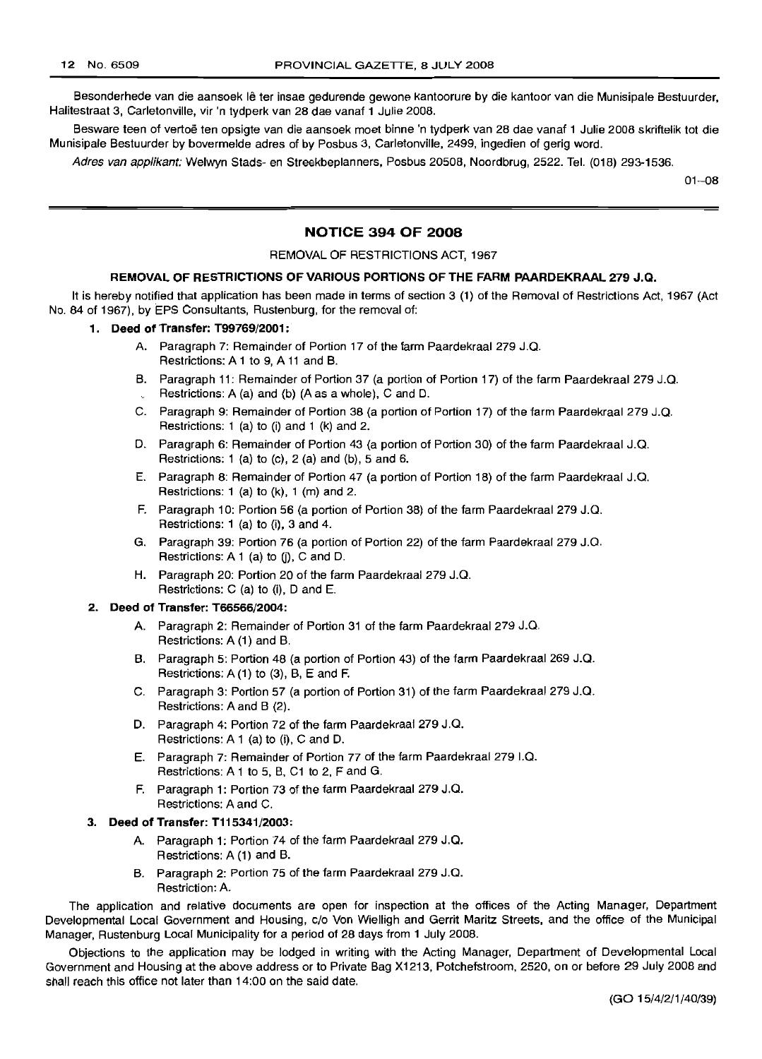Besonderhede van die aansoek lê ter insae gedurende gewone kantoorure by die kantoor van die Munisipale Bestuurder, Halitestraat 3, Carletonville, vir 'n tydperk van 28 dae vanaf 1 Julie 2008.

Besware teen of vertoë ten opsigte van die aansoek moet binne 'n tydperk van 28 dae vanaf 1 Julie 2008 skriftelik tot die Munisipale Bestuurder by bovermelde adres of by Posbus 3, Carletonville, 2499, ingedien of gerig word.

*Adres van applikant:* Welwyn Stads- en Streekbeplanners, Posbus 20508, Noordbrug, 2522. Tel. (018) 293-1536.

01–08

## NOTICE 394 OF 2008

REMOVAL OF RESTRICTIONS ACT, 1967

**REMOVAL OF RESTRICTIONS OF VARIOUS PORTIONS OF THE FARM PAARDEKRAAL 279 J.Q.**

It is hereby notified that application has been made in terms of section 3 (1) of the Removal of Restrictions Act, 1967 (Act No. 84 of 1967), by EPS Consultants, Rustenburg, for the removal of:

1. **Deed of Transfer: T99769/2001:**
   - A. Paragraph 7: Remainder of Portion 17 of the farm Paardekraal 279 J.Q. Restrictions: A 1 to 9, A 11 and B.
   - B. Paragraph 11: Remainder of Portion 37 (a portion of Portion 17) of the farm Paardekraal 279 J.Q. Restrictions: A (a) and (b) (A as a whole), C and D.
   - C. Paragraph 9: Remainder of Portion 38 (a portion of Portion 17) of the farm Paardekraal 279 J.Q. Restrictions: 1 (a) to (i) and 1 (k) and 2.
   - D. Paragraph 6: Remainder of Portion 43 (a portion of Portion 30) of the farm Paardekraal J.Q. Restrictions: 1 (a) to (c), 2 (a) and (b), 5 and 6.
   - E. Paragraph 8: Remainder of Portion 47 (a portion of Portion 18) of the farm Paardekraal J.Q. Restrictions: 1 (a) to (k), 1 (m) and 2.
   - F. Paragraph 10: Portion 56 (a portion of Portion 38) of the farm Paardekraal 279 J.Q. Restrictions: 1 (a) to (i), 3 and 4.
   - G. Paragraph 39: Portion 76 (a portion of Portion 22) of the farm Paardekraal 279 J.Q. Restrictions: A 1 (a) to (j), C and D.
   - H. Paragraph 20: Portion 20 of the farm Paardekraal 279 J.Q. Restrictions: C (a) to (i), D and E.
2. **Deed of Transfer: T66566/2004:**
   - A. Paragraph 2: Remainder of Portion 31 of the farm Paardekraal 279 J.Q. Restrictions: A (1) and B.
   - B. Paragraph 5: Portion 48 (a portion of Portion 43) of the farm Paardekraal 269 J.Q. Restrictions: A (1) to (3), B, E and F.
   - C. Paragraph 3: Portion 57 (a portion of Portion 31) of the farm Paardekraal 279 J.Q. Restrictions: A and B (2).
   - D. Paragraph 4: Portion 72 of the farm Paardekraal 279 J.Q. Restrictions: A 1 (a) to (i), C and D.
   - E. Paragraph 7: Remainder of Portion 77 of the farm Paardekraal 279 I.Q. Restrictions: A 1 to 5, B, C1 to 2, F and G.
   - F. Paragraph 1: Portion 73 of the farm Paardekraal 279 J.Q. Restrictions: A and C.
3. **Deed of Transfer: T115341/2003:**
   - A. Paragraph 1: Portion 74 of the farm Paardekraal 279 J.Q. Restrictions: A (1) and B.
   - B. Paragraph 2: Portion 75 of the farm Paardekraal 279 J.Q. Restriction: A.

The application and relative documents are open for inspection at the offices of the Acting Manager, Department Developmental Local Government and Housing, c/o Von Wielligh and Gerrit Maritz Streets, and the office of the Municipal Manager, Rustenburg Local Municipality for a period of 28 days from 1 July 2008.

Objections to the application may be lodged in writing with the Acting Manager, Department of Developmental Local Government and Housing at the above address or to Private Bag X1213, Potchefstroom, 2520, on or before 29 July 2008 and shall reach this office not later than 14:00 on the said date.

(GO 15/4/2/1/40/39)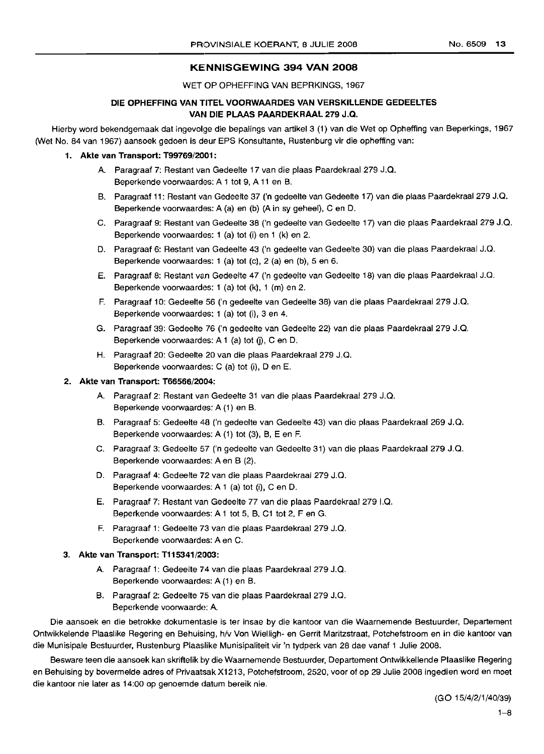## KENNISGEWING 394 VAN 2008

WET OP OPHEFFING VAN BEPRKINGS, 1967

### DIE OPHEFFING VAN TITEL VOORWAARDES VAN VERSKILLENDE GEDEELTES VAN DIE PLAAS PAARDEKRAAL 279 J.Q.

Hierby word bekendgemaak dat ingevolge die bepalings van artikel 3 (1) van die Wet op Opheffing van Beperkings, 1967 (Wet No. 84 van 1967) aansoek gedoen is deur EPS Konsultante, Rustenburg vir die opheffing van:

1. **Akte van Transport: T99769/2001:**
   - A. Paragraaf 7: Restant van Gedeelte 17 van die plaas Paardekraal 279 J.Q.
     Beperkende voorwaardes: A 1 tot 9, A 11 en B.
   - B. Paragraaf 11: Restant van Gedeelte 37 ('n gedeelte van Gedeelte 17) van die plaas Paardekraal 279 J.Q.
     Beperkende voorwaardes: A (a) en (b) (A in sy geheel), C en D.
   - C. Paragraaf 9: Restant van Gedeelte 38 ('n gedeelte van Gedeelte 17) van die plaas Paardekraal 279 J.Q.
     Beperkende voorwaardes: 1 (a) tot (i) en 1 (k) en 2.
   - D. Paragraaf 6: Restant van Gedeelte 43 ('n gedeelte van Gedeelte 30) van die plaas Paardekraal J.Q.
     Beperkende voorwaardes: 1 (a) tot (c), 2 (a) en (b), 5 en 6.
   - E. Paragraaf 8: Restant van Gedeelte 47 ('n gedeelte van Gedeelte 18) van die plaas Paardekraal J.Q.
     Beperkende voorwaardes: 1 (a) tot (k), 1 (m) en 2.
   - F. Paragraaf 10: Gedeelte 56 ('n gedeelte van Gedeelte 38) van die plaas Paardekraal 279 J.Q.
     Beperkende voorwaardes: 1 (a) tot (i), 3 en 4.
   - G. Paragraaf 39: Gedeelte 76 ('n gedeelte van Gedeelte 22) van die plaas Paardekraal 279 J.Q.
     Beperkende voorwaardes: A 1 (a) tot (j), C en D.
   - H. Paragraaf 20: Gedeelte 20 van die plaas Paardekraal 279 J.Q.
     Beperkende voorwaardes: C (a) tot (i), D en E.
2. **Akte van Transport: T66566/2004:**
   - A. Paragraaf 2: Restant van Gedeelte 31 van die plaas Paardekraal 279 J.Q.
     Beperkende voorwaardes: A (1) en B.
   - B. Paragraaf 5: Gedeelte 48 ('n gedeelte van Gedeelte 43) van die plaas Paardekraal 269 J.Q.
     Beperkende voorwaardes: A (1) tot (3), B, E en F.
   - C. Paragraaf 3: Gedeelte 57 ('n gedeelte van Gedeelte 31) van die plaas Paardekraal 279 J.Q.
     Beperkende voorwaardes: A en B (2).
   - D. Paragraaf 4: Gedeelte 72 van die plaas Paardekraal 279 J.Q.
     Beperkende voorwaardes: A 1 (a) tot (i), C en D.
   - E. Paragraaf 7: Restant van Gedeelte 77 van die plaas Paardekraal 279 I.Q.
     Beperkende voorwaardes: A 1 tot 5, B, C1 tot 2, F en G.
   - F. Paragraaf 1: Gedeelte 73 van die plaas Paardekraal 279 J.Q.
     Beperkende voorwaardes: A en C.
3. **Akte van Transport: T115341/2003:**
   - A. Paragraaf 1: Gedeelte 74 van die plaas Paardekraal 279 J.Q.
     Beperkende voorwaardes: A (1) en B.
   - B. Paragraaf 2: Gedeelte 75 van die plaas Paardekraal 279 J.Q.
     Beperkende voorwaarde: A.

Die aansoek en die betrokke dokumentasie is ter insae by die kantoor van die Waarnemende Bestuurder, Departement Ontwikkelende Plaaslike Regering en Behuising, h/v Von Wielligh- en Gerrit Maritzstraat, Potchefstroom en in die kantoor van die Munisipale Bestuurder, Rustenburg Plaaslike Munisipaliteit vir 'n tydperk van 28 dae vanaf 1 Julie 2008.

Besware teen die aansoek kan skriftelik by die Waarnemende Bestuurder, Departement Ontwikkellende Plaaslike Regering en Behuising by bovermelde adres of Privaatsak X1213, Potchefstroom, 2520, voor of op 29 Julie 2008 ingedien word en moet die kantoor nie later as 14:00 op genoemde datum bereik nie.

(GO 15/4/2/1/40/39)

1–8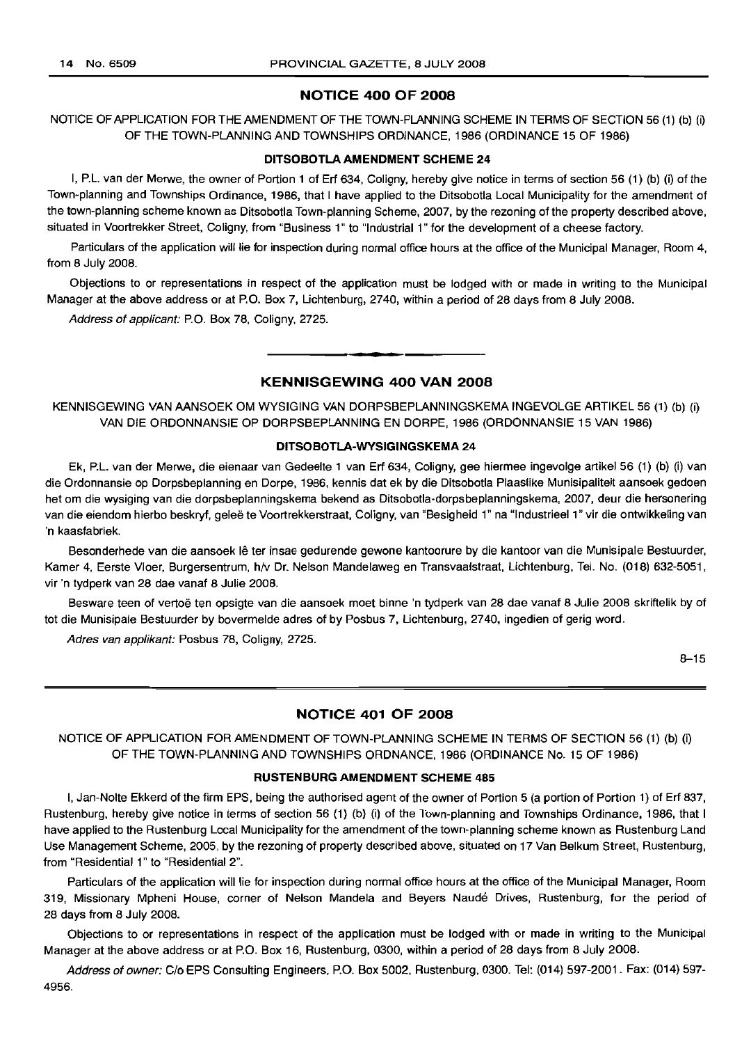## NOTICE 400 OF 2008

NOTICE OF APPLICATION FOR THE AMENDMENT OF THE TOWN-PLANNING SCHEME IN TERMS OF SECTION 56 (1) (b) (i) OF THE TOWN-PLANNING AND TOWNSHIPS ORDINANCE, 1986 (ORDINANCE 15 OF 1986)

### DITSOBOTLA AMENDMENT SCHEME 24

I, P.L. van der Merwe, the owner of Portion 1 of Erf 634, Coligny, hereby give notice in terms of section 56 (1) (b) (i) of the Town-planning and Townships Ordinance, 1986, that I have applied to the Ditsobotla Local Municipality for the amendment of the town-planning scheme known as Ditsobotla Town-planning Scheme, 2007, by the rezoning of the property described above, situated in Voortrekker Street, Coligny, from "Business 1" to "Industrial 1" for the development of a cheese factory.

Particulars of the application will lie for inspection during normal office hours at the office of the Municipal Manager, Room 4, from 8 July 2008.

Objections to or representations in respect of the application must be lodged with or made in writing to the Municipal Manager at the above address or at P.O. Box 7, Lichtenburg, 2740, within a period of 28 days from 8 July 2008.

*Address of applicant:* P.O. Box 78, Coligny, 2725.

---

## KENNISGEWING 400 VAN 2008

KENNISGEWING VAN AANSOEK OM WYSIGING VAN DORPSBEPLANNINGSKEMA INGEVOLGE ARTIKEL 56 (1) (b) (i) VAN DIE ORDONNANSIE OP DORPSBEPLANNING EN DORPE, 1986 (ORDONNANSIE 15 VAN 1986)

### DITSOBOTLA-WYSIGINGSKEMA 24

Ek, P.L. van der Merwe, die eienaar van Gedeelte 1 van Erf 634, Coligny, gee hiermee ingevolge artikel 56 (1) (b) (i) van die Ordonnansie op Dorpsbeplanning en Dorpe, 1986, kennis dat ek by die Ditsobotla Plaaslike Munisipaliteit aansoek gedoen het om die wysiging van die dorpsbeplanningskema bekend as Ditsobotla-dorpsbeplanningskema, 2007, deur die hersonering van die eiendom hierbo beskryf, geleë te Voortrekkerstraat, Coligny, van "Besigheid 1" na "Industrieel 1" vir die ontwikkeling van 'n kaasfabriek.

Besonderhede van die aansoek lê ter insae gedurende gewone kantoorure by die kantoor van die Munisipale Bestuurder, Kamer 4, Eerste Vloer, Burgersentrum, h/v Dr. Nelson Mandelaweg en Transvaalstraat, Lichtenburg, Tel. No. (018) 632-5051, vir 'n tydperk van 28 dae vanaf 8 Julie 2008.

Besware teen of vertoë ten opsigte van die aansoek moet binne 'n tydperk van 28 dae vanaf 8 Julie 2008 skriftelik by of tot die Munisipale Bestuurder by bovermelde adres of by Posbus 7, Lichtenburg, 2740, ingedien of gerig word.

*Adres van applikant:* Posbus 78, Coligny, 2725.

8–15

---

## NOTICE 401 OF 2008

NOTICE OF APPLICATION FOR AMENDMENT OF TOWN-PLANNING SCHEME IN TERMS OF SECTION 56 (1) (b) (i) OF THE TOWN-PLANNING AND TOWNSHIPS ORDNANCE, 1986 (ORDINANCE No. 15 OF 1986)

### RUSTENBURG AMENDMENT SCHEME 485

I, Jan-Nolte Ekkerd of the firm EPS, being the authorised agent of the owner of Portion 5 (a portion of Portion 1) of Erf 837, Rustenburg, hereby give notice in terms of section 56 (1) (b) (i) of the Town-planning and Townships Ordinance, 1986, that I have applied to the Rustenburg Local Municipality for the amendment of the town-planning scheme known as Rustenburg Land Use Management Scheme, 2005, by the rezoning of property described above, situated on 17 Van Belkum Street, Rustenburg, from "Residential 1" to "Residential 2".

Particulars of the application will lie for inspection during normal office hours at the office of the Municipal Manager, Room 319, Missionary Mpheni House, corner of Nelson Mandela and Beyers Naudé Drives, Rustenburg, for the period of 28 days from 8 July 2008.

Objections to or representations in respect of the application must be lodged with or made in writing to the Municipal Manager at the above address or at P.O. Box 16, Rustenburg, 0300, within a period of 28 days from 8 July 2008.

*Address of owner:* C/o EPS Consulting Engineers, P.O. Box 5002, Rustenburg, 0300. Tel: (014) 597-2001. Fax: (014) 597-4956.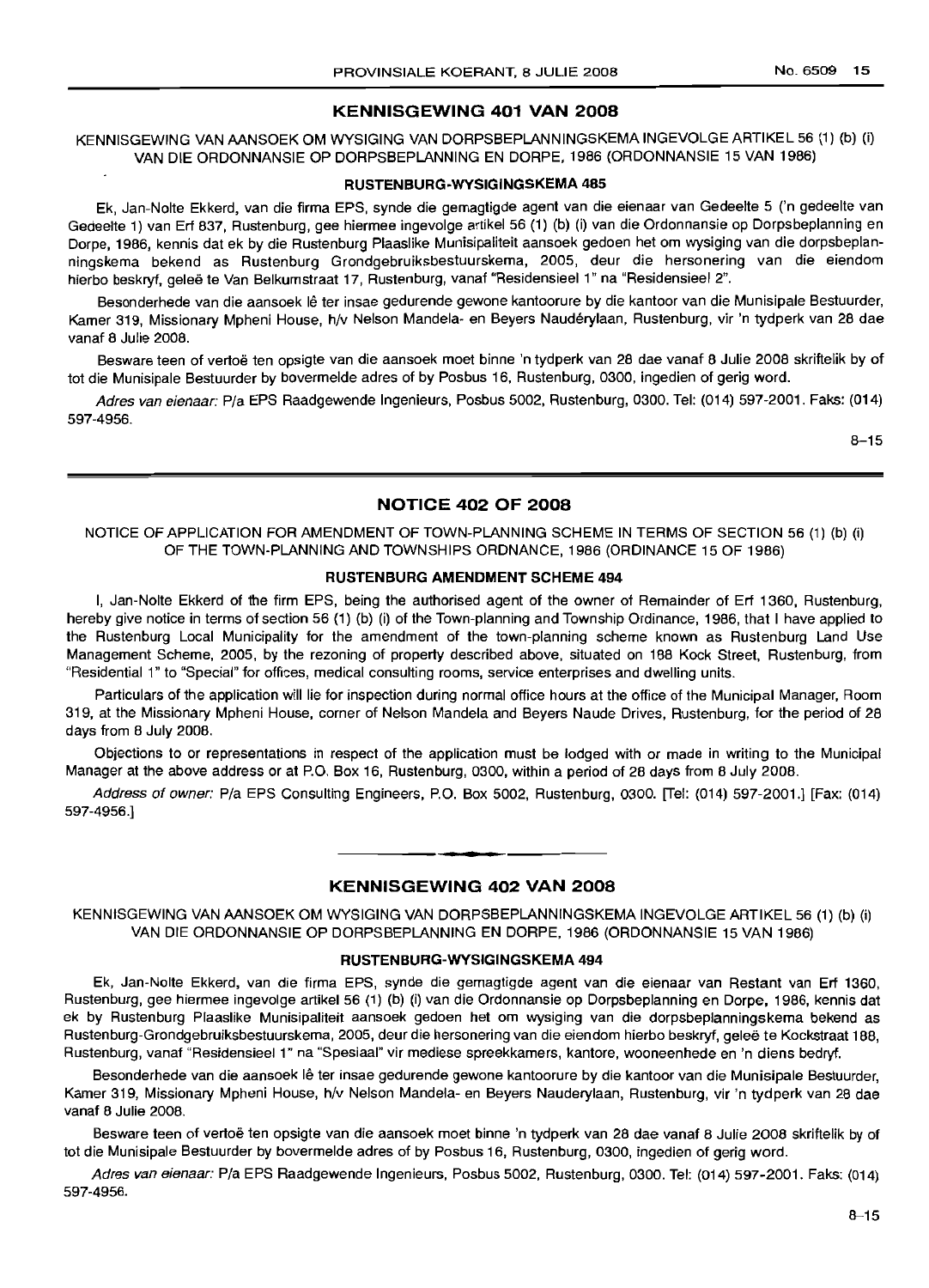## KENNISGEWING 401 VAN 2008

KENNISGEWING VAN AANSOEK OM WYSIGING VAN DORPSBEPLANNINGSKEMA INGEVOLGE ARTIKEL 56 (1) (b) (i) VAN DIE ORDONNANSIE OP DORPSBEPLANNING EN DORPE, 1986 (ORDONNANSIE 15 VAN 1986)

### RUSTENBURG-WYSIGINGSKEMA 485

Ek, Jan-Nolte Ekkerd, van die firma EPS, synde die gemagtigde agent van die eienaar van Gedeelte 5 ('n gedeelte van Gedeelte 1) van Erf 837, Rustenburg, gee hiermee ingevolge artikel 56 (1) (b) (i) van die Ordonnansie op Dorpsbeplanning en Dorpe, 1986, kennis dat ek by die Rustenburg Plaaslike Munisipaliteit aansoek gedoen het om wysiging van die dorpsbeplanningskema bekend as Rustenburg Grondgebruiksbestuurskema, 2005, deur die hersonering van die eiendom hierbo beskryf, geleë te Van Belkumstraat 17, Rustenburg, vanaf "Residensieel 1" na "Residensieel 2".

Besonderhede van die aansoek lê ter insae gedurende gewone kantoorure by die kantoor van die Munisipale Bestuurder, Kamer 319, Missionary Mpheni House, h/v Nelson Mandela- en Beyers Naudérylaan, Rustenburg, vir 'n tydperk van 28 dae vanaf 8 Julie 2008.

Besware teen of vertoë ten opsigte van die aansoek moet binne 'n tydperk van 28 dae vanaf 8 Julie 2008 skriftelik by of tot die Munisipale Bestuurder by bovermelde adres of by Posbus 16, Rustenburg, 0300, ingedien of gerig word.

*Adres van eienaar:* P/a EPS Raadgewende Ingenieurs, Posbus 5002, Rustenburg, 0300. Tel: (014) 597-2001. Faks: (014) 597-4956.

8–15

## NOTICE 402 OF 2008

NOTICE OF APPLICATION FOR AMENDMENT OF TOWN-PLANNING SCHEME IN TERMS OF SECTION 56 (1) (b) (i) OF THE TOWN-PLANNING AND TOWNSHIPS ORDNANCE, 1986 (ORDINANCE 15 OF 1986)

### RUSTENBURG AMENDMENT SCHEME 494

I, Jan-Nolte Ekkerd of the firm EPS, being the authorised agent of the owner of Remainder of Erf 1360, Rustenburg, hereby give notice in terms of section 56 (1) (b) (i) of the Town-planning and Township Ordinance, 1986, that I have applied to the Rustenburg Local Municipality for the amendment of the town-planning scheme known as Rustenburg Land Use Management Scheme, 2005, by the rezoning of property described above, situated on 188 Kock Street, Rustenburg, from "Residential 1" to "Special" for offices, medical consulting rooms, service enterprises and dwelling units.

Particulars of the application will lie for inspection during normal office hours at the office of the Municipal Manager, Room 319, at the Missionary Mpheni House, corner of Nelson Mandela and Beyers Naude Drives, Rustenburg, for the period of 28 days from 8 July 2008.

Objections to or representations in respect of the application must be lodged with or made in writing to the Municipal Manager at the above address or at P.O. Box 16, Rustenburg, 0300, within a period of 28 days from 8 July 2008.

*Address of owner:* P/a EPS Consulting Engineers, P.O. Box 5002, Rustenburg, 0300. [Tel: (014) 597-2001.] [Fax: (014) 597-4956.]

## KENNISGEWING 402 VAN 2008

KENNISGEWING VAN AANSOEK OM WYSIGING VAN DORPSBEPLANNINGSKEMA INGEVOLGE ARTIKEL 56 (1) (b) (i) VAN DIE ORDONNANSIE OP DORPSBEPLANNING EN DORPE, 1986 (ORDONNANSIE 15 VAN 1986)

### RUSTENBURG-WYSIGINGSKEMA 494

Ek, Jan-Nolte Ekkerd, van die firma EPS, synde die gemagtigde agent van die eienaar van Restant van Erf 1360, Rustenburg, gee hiermee ingevolge artikel 56 (1) (b) (i) van die Ordonnansie op Dorpsbeplanning en Dorpe, 1986, kennis dat ek by Rustenburg Plaaslike Munisipaliteit aansoek gedoen het om wysiging van die dorpsbeplanningskema bekend as Rustenburg-Grondgebruiksbestuurskema, 2005, deur die hersonering van die eiendom hierbo beskryf, geleë te Kockstraat 188, Rustenburg, vanaf "Residensieel 1" na "Spesiaal" vir mediese spreekkamers, kantore, wooneenhede en 'n diens bedryf.

Besonderhede van die aansoek lê ter insae gedurende gewone kantoorure by die kantoor van die Munisipale Bestuurder, Kamer 319, Missionary Mpheni House, h/v Nelson Mandela- en Beyers Nauderylaan, Rustenburg, vir 'n tydperk van 28 dae vanaf 8 Julie 2008.

Besware teen of vertoë ten opsigte van die aansoek moet binne 'n tydperk van 28 dae vanaf 8 Julie 2008 skriftelik by of tot die Munisipale Bestuurder by bovermelde adres of by Posbus 16, Rustenburg, 0300, ingedien of gerig word.

*Adres van eienaar:* P/a EPS Raadgewende Ingenieurs, Posbus 5002, Rustenburg, 0300. Tel: (014) 597-2001. Faks: (014) 597-4956.

8–15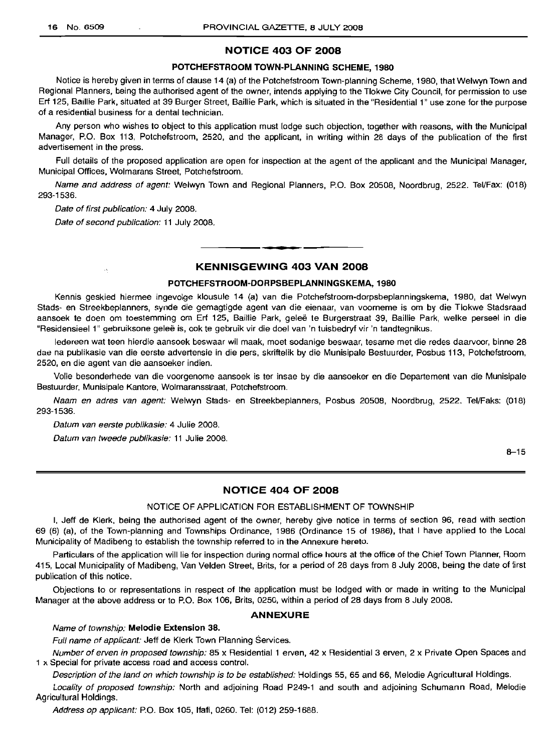## NOTICE 403 OF 2008

### POTCHEFSTROOM TOWN-PLANNING SCHEME, 1980

Notice is hereby given in terms of clause 14 (a) of the Potchefstroom Town-planning Scheme, 1980, that Welwyn Town and Regional Planners, being the authorised agent of the owner, intends applying to the Tlokwe City Council, for permission to use Erf 125, Baillie Park, situated at 39 Burger Street, Baillie Park, which is situated in the "Residential 1" use zone for the purpose of a residential business for a dental technician.

Any person who wishes to object to this application must lodge such objection, together with reasons, with the Municipal Manager, P.O. Box 113, Potchefstroom, 2520, and the applicant, in writing within 28 days of the publication of the first advertisement in the press.

Full details of the proposed application are open for inspection at the agent of the applicant and the Municipal Manager, Municipal Offices, Wolmarans Street, Potchefstroom.

*Name and address of agent:* Welwyn Town and Regional Planners, P.O. Box 20508, Noordbrug, 2522. Tel/Fax: (018) 293-1536.

*Date of first publication:* 4 July 2008.

*Date of second publication:* 11 July 2008.

---

## KENNISGEWING 403 VAN 2008

### POTCHEFSTROOM-DORPSBEPLANNINGSKEMA, 1980

Kennis geskied hiermee ingevolge klousule 14 (a) van die Potchefstroom-dorpsbeplanningskema, 1980, dat Welwyn Stads- en Streekbeplanners, synde die gemagtigde agent van die eienaar, van voorneme is om by die Tlokwe Stadsraad aansoek te doen om toestemming om Erf 125, Baillie Park, geleë te Burgerstraat 39, Baillie Park, welke perseel in die "Residensieel 1" gebruiksone geleë is, ook te gebruik vir die doel van 'n tuisbedryf vir 'n tandtegnikus.

Iedereen wat teen hierdie aansoek beswaar wil maak, moet sodanige beswaar, tesame met die redes daarvoor, binne 28 dae na publikasie van die eerste advertensie in die pers, skriftelik by die Munisipale Bestuurder, Posbus 113, Potchefstroom, 2520, en die agent van die aansoeker indien.

Volle besonderhede van die voorgenome aansoek is ter insae by die aansoeker en die Departement van die Munisipale Bestuurder, Munisipale Kantore, Wolmaransstraat, Potchefstroom.

*Naam en adres van agent:* Welwyn Stads- en Streekbeplanners, Posbus 20508, Noordbrug, 2522. Tel/Faks: (018) 293-1536.

*Datum van eerste publikasie:* 4 Julie 2008.

*Datum van tweede publikasie:* 11 Julie 2008.

8–15

---

## NOTICE 404 OF 2008

### NOTICE OF APPLICATION FOR ESTABLISHMENT OF TOWNSHIP

I, Jeff de Klerk, being the authorised agent of the owner, hereby give notice in terms of section 96, read with section 69 (6) (a), of the Town-planning and Townships Ordinance, 1986 (Ordinance 15 of 1986), that I have applied to the Local Municipality of Madibeng to establish the township referred to in the Annexure hereto.

Particulars of the application will lie for inspection during normal office hours at the office of the Chief Town Planner, Room 415, Local Municipality of Madibeng, Van Velden Street, Brits, for a period of 28 days from 8 July 2008, being the date of first publication of this notice.

Objections to or representations in respect of the application must be lodged with or made in writing to the Municipal Manager at the above address or to P.O. Box 106, Brits, 0250, within a period of 28 days from 8 July 2008.

### ANNEXURE

*Name of township:* **Melodie Extension 38.**

*Full name of applicant:* Jeff de Klerk Town Planning Services.

*Number of erven in proposed township:* 85 x Residential 1 erven, 42 x Residential 3 erven, 2 x Private Open Spaces and 1 x Special for private access road and access control.

*Description of the land on which township is to be established:* Holdings 55, 65 and 66, Melodie Agricultural Holdings.

*Locality of proposed township:* North and adjoining Road P249-1 and south and adjoining Schumann Road, Melodie Agricultural Holdings.

*Address op applicant:* P.O. Box 105, Ifafi, 0260. Tel: (012) 259-1688.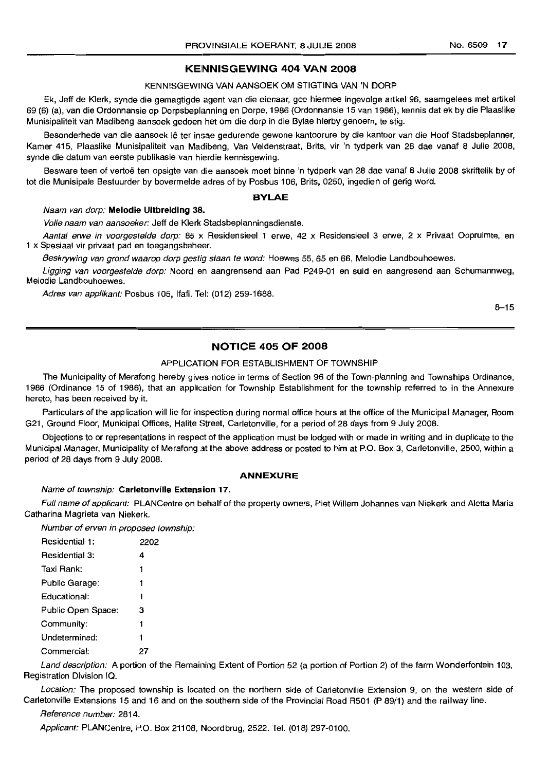## KENNISGEWING 404 VAN 2008

KENNISGEWING VAN AANSOEK OM STIGTING VAN 'N DORP

Ek, Jeff de Klerk, synde die gemagtigde agent van die eienaar, gee hiermee ingevolge artkel 96, saamgelees met artikel 69 (6) (a), van die Ordonnansie op Dorpsbeplanning en Dorpe, 1986 (Ordonnansie 15 van 1986), kennis dat ek by die Plaaslike Munisipaliteit van Madibeng aansoek gedoen het om die dorp in die Bylae hierby genoem, te stig.

Besonderhede van die aansoek lê ter insae gedurende gewone kantoorure by die kantoor van die Hoof Stadsbeplanner, Kamer 415, Plaaslike Munisipaliteit van Madibeng, Van Veldenstraat, Brits, vir 'n tydperk van 28 dae vanaf 8 Julie 2008, synde die datum van eerste publikasie van hierdie kennisgewing.

Besware teen of vertoë ten opsigte van die aansoek moet binne 'n tydperk van 28 dae vanaf 8 Julie 2008 skriftelik by of tot die Munisipale Bestuurder by bovermelde adres of by Posbus 106, Brits, 0250, ingedien of gerig word.

### BYLAE

*Naam van dorp:* **Melodie Uitbreiding 38.**

*Volle naam van aansoeker:* Jeff de Klerk Stadsbeplanningsdienste.

*Aantal erwe in voorgestelde dorp:* 85 x Residensieel 1 erwe, 42 x Residensieel 3 erwe, 2 x Privaat Oopruimte, en 1 x Spesiaal vir privaat pad en toegangsbeheer.

*Beskrywing van grond waarop dorp gestig staan te word:* Hoewes 55, 65 en 66, Melodie Landbouhoewes.

*Ligging van voorgestelde dorp:* Noord en aangrensend aan Pad P249-01 en suid en aangresend aan Schumannweg, Melodie Landbouhoewes.

*Adres van applikant:* Posbus 105, Ifafi. Tel: (012) 259-1688.

8–15

## NOTICE 405 OF 2008

APPLICATION FOR ESTABLISHMENT OF TOWNSHIP

The Municipality of Merafong hereby gives notice in terms of Section 96 of the Town-planning and Townships Ordinance, 1986 (Ordinance 15 of 1986), that an application for Township Establishment for the township referred to in the Annexure hereto, has been received by it.

Particulars of the application will lie for inspection during normal office hours at the office of the Municipal Manager, Room G21, Ground Floor, Municipal Offices, Halite Street, Carletonville, for a period of 28 days from 9 July 2008.

Objections to or representations in respect of the application must be lodged with or made in writing and in duplicate to the Municipal Manager, Municipality of Merafong at the above address or posted to him at P.O. Box 3, Carletonville, 2500, within a period of 28 days from 9 July 2008.

### ANNEXURE

*Name of township:* **Carletonville Extension 17.**

*Full name of applicant:* PLANCentre on behalf of the property owners, Piet Willem Johannes van Niekerk and Aletta Maria Catharina Magrieta van Niekerk.

*Number of erven in proposed township:*

| | |
|---|---|
| Residential 1: | 2202 |
| Residential 3: | 4 |
| Taxi Rank: | 1 |
| Public Garage: | 1 |
| Educational: | 1 |
| Public Open Space: | 3 |
| Community: | 1 |
| Undetermined: | 1 |
| Commercial: | 27 |

*Land description:* A portion of the Remaining Extent of Portion 52 (a portion of Portion 2) of the farm Wonderfontein 103, Registration Division IQ.

*Location:* The proposed township is located on the northern side of Carletonville Extension 9, on the western side of Carletonville Extensions 15 and 16 and on the southern side of the Provincial Road R501 (P 89/1) and the railway line.

*Reference number:* 2814.

*Applicant:* PLANCentre, P.O. Box 21108, Noordbrug, 2522. Tel. (018) 297-0100.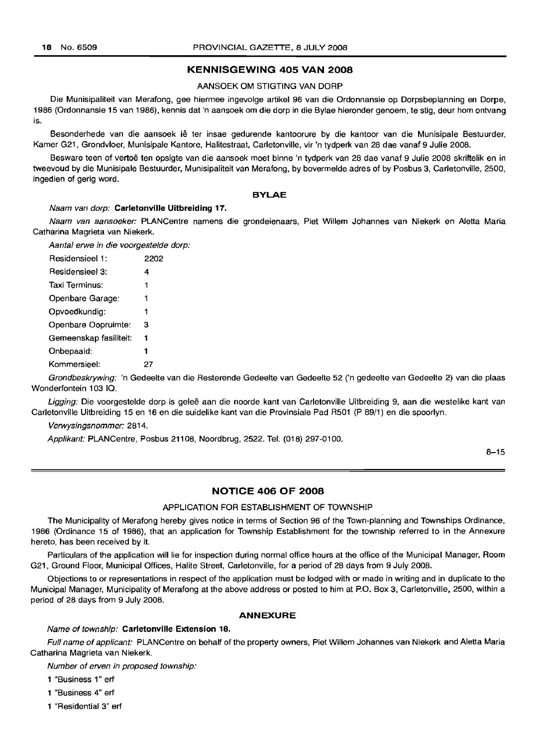## KENNISGEWING 405 VAN 2008

### AANSOEK OM STIGTING VAN DORP

Die Munisipaliteit van Merafong, gee hiermee ingevolge artikel 96 van die Ordonnansie op Dorpsbeplanning en Dorpe, 1986 (Ordonnansie 15 van 1986), kennis dat 'n aansoek om die dorp in die Bylae hieronder genoem, te stig, deur hom ontvang is.

Besonderhede van die aansoek lê ter insae gedurende kantoorure by die kantoor van die Munisipale Bestuurder, Kamer G21, Grondvloer, Munisipale Kantore, Halitestraat, Carletonville, vir 'n tydperk van 28 dae vanaf 9 Julie 2008.

Besware teen of vertoë ten opsigte van die aansoek moet binne 'n tydperk van 28 dae vanaf 9 Julie 2008 skriftelik en in tweevoud by die Munisipale Bestuurder, Munisipaliteit van Merafong, by bovermelde adres of by Posbus 3, Carletonville, 2500, ingedien of gerig word.

### BYLAE

*Naam van dorp:* **Carletonville Uitbreiding 17.**

*Naam van aansoeker:* PLANCentre namens die grondeienaars, Piet Willem Johannes van Niekerk en Aletta Maria Catharina Magrieta van Niekerk.

*Aantal erwe in die voorgestelde dorp:*

| | |
|---|---|
| Residensieel 1: | 2202 |
| Residensieel 3: | 4 |
| Taxi Terminus: | 1 |
| Openbare Garage: | 1 |
| Opvoedkundig: | 1 |
| Openbare Oopruimte: | 3 |
| Gemeenskap fasiliteit: | 1 |
| Onbepaald: | 1 |
| Kommersieel: | 27 |

*Grondbeskrywing:* 'n Gedeelte van die Resterende Gedeelte van Gedeelte 52 ('n gedeelte van Gedeelte 2) van die plaas Wonderfontein 103 IQ.

*Ligging:* Die voorgestelde dorp is geleë aan die noorde kant van Carletonville Uitbreiding 9, aan die westelike kant van Carletonville Uitbreiding 15 en 16 en die suidelike kant van die Provinsiale Pad R501 (P 89/1) en die spoorlyn.

*Verwysingsnommer:* 2814.

*Applikant:* PLANCentre, Posbus 21108, Noordbrug, 2522. Tel. (018) 297-0100.

8–15

## NOTICE 406 OF 2008

### APPLICATION FOR ESTABLISHMENT OF TOWNSHIP

The Municipality of Merafong hereby gives notice in terms of Section 96 of the Town-planning and Townships Ordinance, 1986 (Ordinance 15 of 1986), that an application for Township Establishment for the township referred to in the Annexure hereto, has been received by it.

Particulars of the application will lie for inspection during normal office hours at the office of the Municipal Manager, Room G21, Ground Floor, Municipal Offices, Halite Street, Carletonville, for a period of 28 days from 9 July 2008.

Objections to or representations in respect of the application must be lodged with or made in writing and in duplicate to the Municipal Manager, Municipality of Merafong at the above address or posted to him at P.O. Box 3, Carletonville, 2500, within a period of 28 days from 9 July 2008.

### ANNEXURE

*Name of township:* **Carletonville Extension 18.**

*Full name of applicant:* PLANCentre on behalf of the property owners, Piet Willem Johannes van Niekerk and Aletta Maria Catharina Magrieta van Niekerk.

*Number of erven in proposed township:*

1 "Business 1" erf

1 "Business 4" erf

1 "Residential 3" erf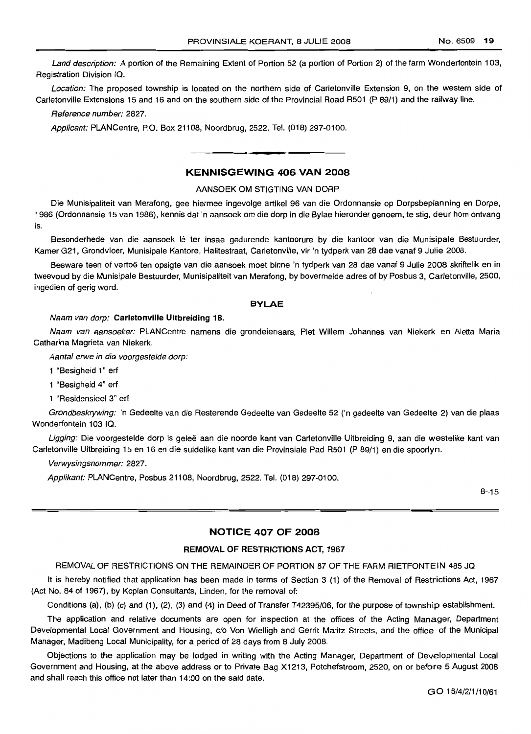*Land description:* A portion of the Remaining Extent of Portion 52 (a portion of Portion 2) of the farm Wonderfontein 103, Registration Division IQ.

*Location:* The proposed township is located on the northern side of Carletonville Extension 9, on the western side of Carletonville Extensions 15 and 16 and on the southern side of the Provincial Road R501 (P 89/1) and the railway line.

*Reference number:* 2827.

*Applicant:* PLANCentre, P.O. Box 21108, Noordbrug, 2522. Tel. (018) 297-0100.

---

## KENNISGEWING 406 VAN 2008

AANSOEK OM STIGTING VAN DORP

Die Munisipaliteit van Merafong, gee hiermee ingevolge artikel 96 van die Ordonnansie op Dorpsbeplanning en Dorpe, 1986 (Ordonnansie 15 van 1986), kennis dat 'n aansoek om die dorp in die Bylae hieronder genoem, te stig, deur hom ontvang is.

Besonderhede van die aansoek lê ter insae gedurende kantoorure by die kantoor van die Munisipale Bestuurder, Kamer G21, Grondvloer, Munisipale Kantore, Halitestraat, Carletonville, vir 'n tydperk van 28 dae vanaf 9 Julie 2008.

Besware teen of vertoë ten opsigte van die aansoek moet binne 'n tydperk van 28 dae vanaf 9 Julie 2008 skriftelik en in tweevoud by die Munisipale Bestuurder, Munisipaliteit van Merafong, by bovermelde adres of by Posbus 3, Carletonville, 2500, ingedien of gerig word.

### BYLAE

*Naam van dorp:* **Carletonville Uitbreiding 18.**

*Naam van aansoeker:* PLANCentre namens die grondeienaars, Piet Willem Johannes van Niekerk en Aletta Maria Catharina Magrieta van Niekerk.

*Aantal erwe in die voorgestelde dorp:*

1 "Besigheid 1" erf

1 "Besigheid 4" erf

1 "Residensieel 3" erf

*Grondbeskrywing:* 'n Gedeelte van die Resterende Gedeelte van Gedeelte 52 ('n gedeelte van Gedeelte 2) van die plaas Wonderfontein 103 IQ.

*Ligging:* Die voorgestelde dorp is geleë aan die noorde kant van Carletonville Uitbreiding 9, aan die westelike kant van Carletonville Uitbreiding 15 en 16 en die suidelike kant van die Provinsiale Pad R501 (P 89/1) en die spoorlyn.

*Verwysingsnommer:* 2827.

*Applikant:* PLANCentre, Posbus 21108, Noordbrug, 2522. Tel. (018) 297-0100.

8–15

---

## NOTICE 407 OF 2008

**REMOVAL OF RESTRICTIONS ACT, 1967**

REMOVAL OF RESTRICTIONS ON THE REMAINDER OF PORTION 87 OF THE FARM RIETFONTEIN 485 JQ

It is hereby notified that application has been made in terms of Section 3 (1) of the Removal of Restrictions Act, 1967 (Act No. 84 of 1967), by Koplan Consultants, Linden, for the removal of:

Conditions (a), (b) (c) and (1), (2), (3) and (4) in Deed of Transfer T42395/06, for the purpose of township establishment.

The application and relative documents are open for inspection at the offices of the Acting Manager, Department Developmental Local Government and Housing, c/o Von Wielligh and Gerrit Maritz Streets, and the office of the Municipal Manager, Madibeng Local Municipality, for a period of 28 days from 8 July 2008.

Objections to the application may be lodged in writing with the Acting Manager, Department of Developmental Local Government and Housing, at the above address or to Private Bag X1213, Potchefstroom, 2520, on or before 5 August 2008 and shall reach this office not later than 14:00 on the said date.

GO 15/4/2/1/10/61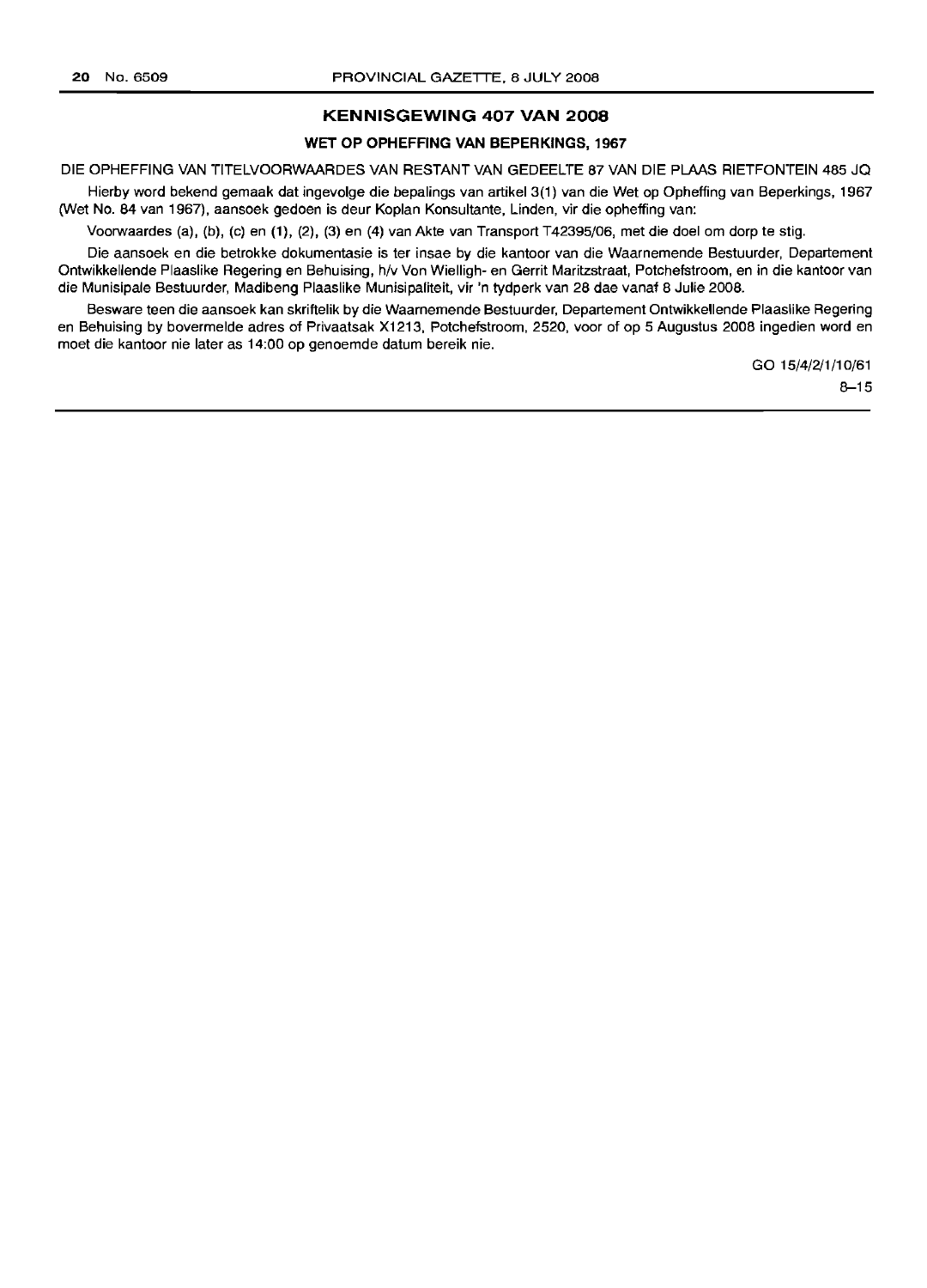## KENNISGEWING 407 VAN 2008

### WET OP OPHEFFING VAN BEPERKINGS, 1967

DIE OPHEFFING VAN TITELVOORWAARDES VAN RESTANT VAN GEDEELTE 87 VAN DIE PLAAS RIETFONTEIN 485 JQ

Hierby word bekend gemaak dat ingevolge die bepalings van artikel 3(1) van die Wet op Opheffing van Beperkings, 1967 (Wet No. 84 van 1967), aansoek gedoen is deur Koplan Konsultante, Linden, vir die opheffing van:

Voorwaardes (a), (b), (c) en (1), (2), (3) en (4) van Akte van Transport T42395/06, met die doel om dorp te stig.

Die aansoek en die betrokke dokumentasie is ter insae by die kantoor van die Waarnemende Bestuurder, Departement Ontwikkellende Plaaslike Regering en Behuising, h/v Von Wielligh- en Gerrit Maritzstraat, Potchefstroom, en in die kantoor van die Munisipale Bestuurder, Madibeng Plaaslike Munisipaliteit, vir 'n tydperk van 28 dae vanaf 8 Julie 2008.

Besware teen die aansoek kan skriftelik by die Waarnemende Bestuurder, Departement Ontwikkellende Plaaslike Regering en Behuising by bovermelde adres of Privaatsak X1213, Potchefstroom, 2520, voor of op 5 Augustus 2008 ingedien word en moet die kantoor nie later as 14:00 op genoemde datum bereik nie.

GO 15/4/2/1/10/61

8–15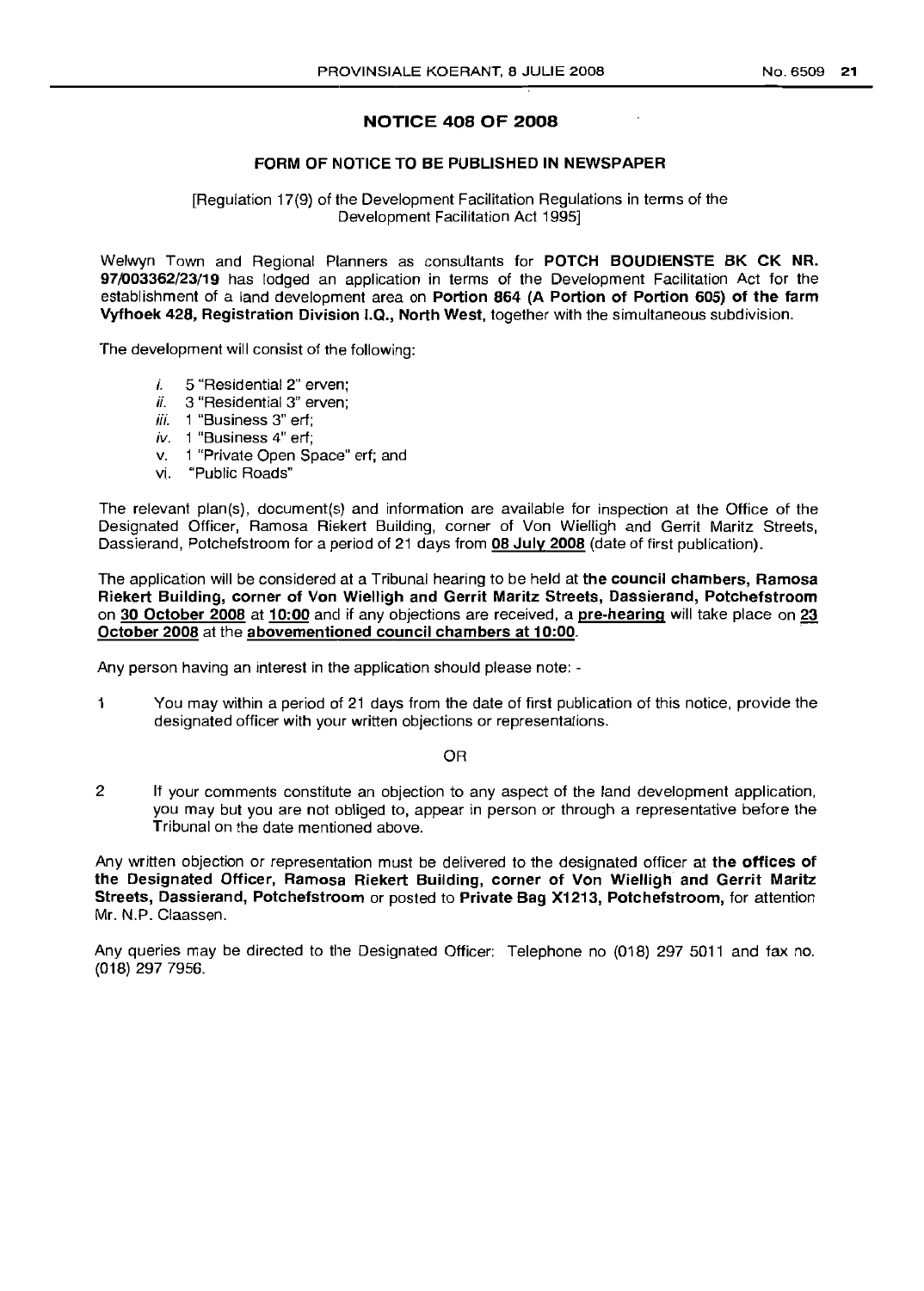## NOTICE 408 OF 2008

### FORM OF NOTICE TO BE PUBLISHED IN NEWSPAPER

[Regulation 17(9) of the Development Facilitation Regulations in terms of the Development Facilitation Act 1995]

Welwyn Town and Regional Planners as consultants for **POTCH BOUDIENSTE BK CK NR. 97/003362/23/19** has lodged an application in terms of the Development Facilitation Act for the establishment of a land development area on **Portion 864 (A Portion of Portion 605) of the farm Vyfhoek 428, Registration Division I.Q., North West,** together with the simultaneous subdivision.

The development will consist of the following:

- *i.* 5 "Residential 2" erven;
- *ii.* 3 "Residential 3" erven;
- *iii.* 1 "Business 3" erf;
- *iv.* 1 "Business 4" erf;
- v. 1 "Private Open Space" erf; and
- vi. "Public Roads"

The relevant plan(s), document(s) and information are available for inspection at the Office of the Designated Officer, Ramosa Riekert Building, corner of Von Wielligh and Gerrit Maritz Streets, Dassierand, Potchefstroom for a period of 21 days from **08 July 2008** (date of first publication).

The application will be considered at a Tribunal hearing to be held at **the council chambers, Ramosa Riekert Building, corner of Von Wielligh and Gerrit Maritz Streets, Dassierand, Potchefstroom** on **30 October 2008** at **10:00** and if any objections are received, a **pre-hearing** will take place on **23 October 2008** at the **abovementioned council chambers at 10:00**.

Any person having an interest in the application should please note: -

1 You may within a period of 21 days from the date of first publication of this notice, provide the designated officer with your written objections or representations.

OR

2 If your comments constitute an objection to any aspect of the land development application, you may but you are not obliged to, appear in person or through a representative before the Tribunal on the date mentioned above.

Any written objection or representation must be delivered to the designated officer at **the offices of the Designated Officer, Ramosa Riekert Building, corner of Von Wielligh and Gerrit Maritz Streets, Dassierand, Potchefstroom** or posted to **Private Bag X1213, Potchefstroom,** for attention Mr. N.P. Claassen.

Any queries may be directed to the Designated Officer: Telephone no (018) 297 5011 and fax no. (018) 297 7956.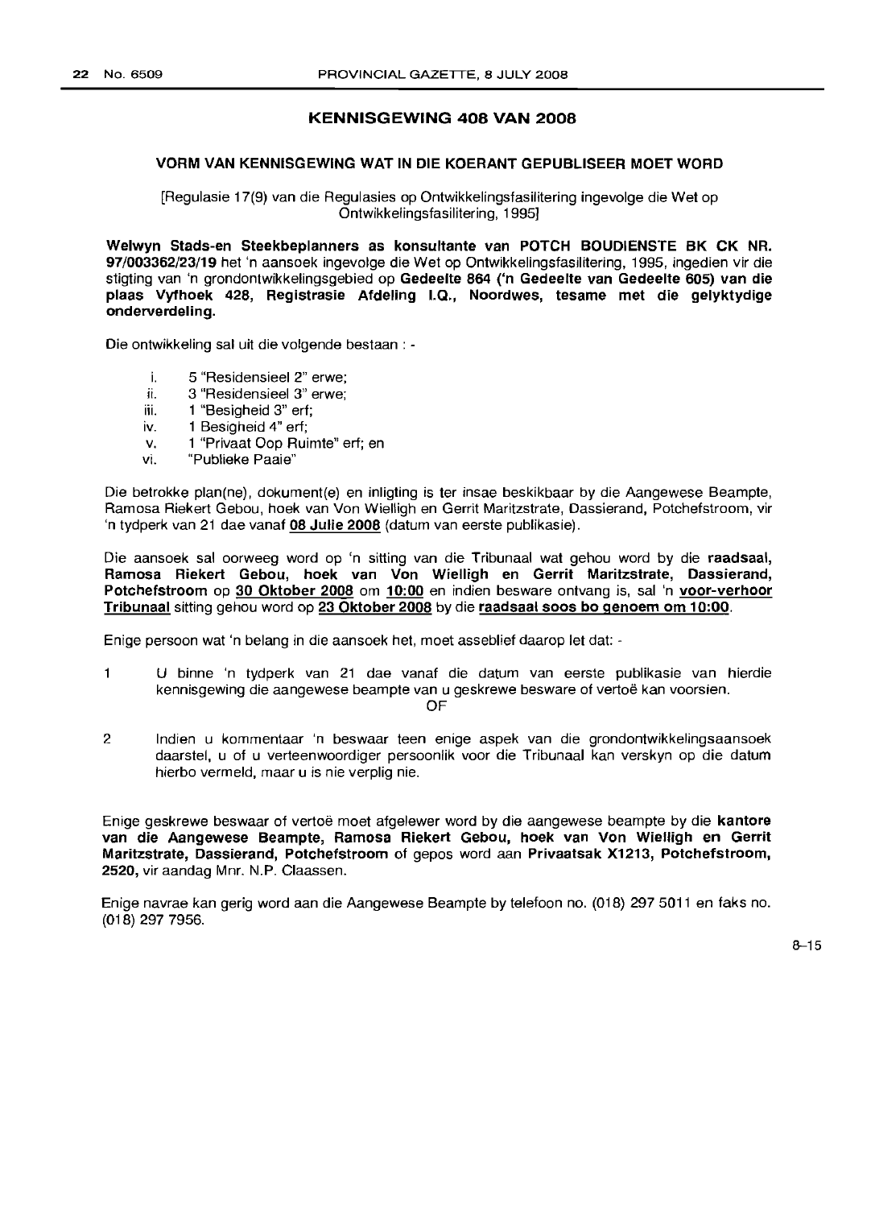## KENNISGEWING 408 VAN 2008

### VORM VAN KENNISGEWING WAT IN DIE KOERANT GEPUBLISEER MOET WORD

[Regulasie 17(9) van die Regulasies op Ontwikkelingsfasilitering ingevolge die Wet op Ontwikkelingsfasilitering, 1995]

**Welwyn Stads-en Steekbeplanners as konsultante van POTCH BOUDIENSTE BK CK NR. 97/003362/23/19** het 'n aansoek ingevolge die Wet op Ontwikkelingsfasilitering, 1995, ingedien vir die stigting van 'n grondontwikkelingsgebied op **Gedeelte 864 ('n Gedeelte van Gedeelte 605) van die plaas Vyfhoek 428, Registrasie Afdeling I.Q., Noordwes, tesame met die gelyktydige onderverdeling.**

Die ontwikkeling sal uit die volgende bestaan : -

i. 5 "Residensieel 2" erwe;
ii. 3 "Residensieel 3" erwe;
iii. 1 "Besigheid 3" erf;
iv. 1 Besigheid 4" erf;
v. 1 "Privaat Oop Ruimte" erf; en
vi. "Publieke Paaie"

Die betrokke plan(ne), dokument(e) en inligting is ter insae beskikbaar by die Aangewese Beampte, Ramosa Riekert Gebou, hoek van Von Wielligh en Gerrit Maritzstrate, Dassierand, Potchefstroom, vir 'n tydperk van 21 dae vanaf **08 Julie 2008** (datum van eerste publikasie).

Die aansoek sal oorweeg word op 'n sitting van die Tribunaal wat gehou word by die **raadsaal, Ramosa Riekert Gebou, hoek van Von Wielligh en Gerrit Maritzstrate, Dassierand, Potchefstroom** op **30 Oktober 2008** om **10:00** en indien besware ontvang is, sal 'n **voor-verhoor Tribunaal** sitting gehou word op **23 Oktober 2008** by die **raadsaal soos bo genoem om 10:00**.

Enige persoon wat 'n belang in die aansoek het, moet asseblief daarop let dat: -

1 U binne 'n tydperk van 21 dae vanaf die datum van eerste publikasie van hierdie kennisgewing die aangewese beampte van u geskrewe besware of vertoë kan voorsien.

OF

2 Indien u kommentaar 'n beswaar teen enige aspek van die grondontwikkelingsaansoek daarstel, u of u verteenwoordiger persoonlik voor die Tribunaal kan verskyn op die datum hierbo vermeld, maar u is nie verplig nie.

Enige geskrewe beswaar of vertoë moet afgelewer word by die aangewese beampte by die **kantore van die Aangewese Beampte, Ramosa Riekert Gebou, hoek van Von Wielligh en Gerrit Maritzstrate, Dassierand, Potchefstroom** of gepos word aan **Privaatsak X1213, Potchefstroom, 2520,** vir aandag Mnr. N.P. Claassen.

Enige navrae kan gerig word aan die Aangewese Beampte by telefoon no. (018) 297 5011 en faks no. (018) 297 7956.

8–15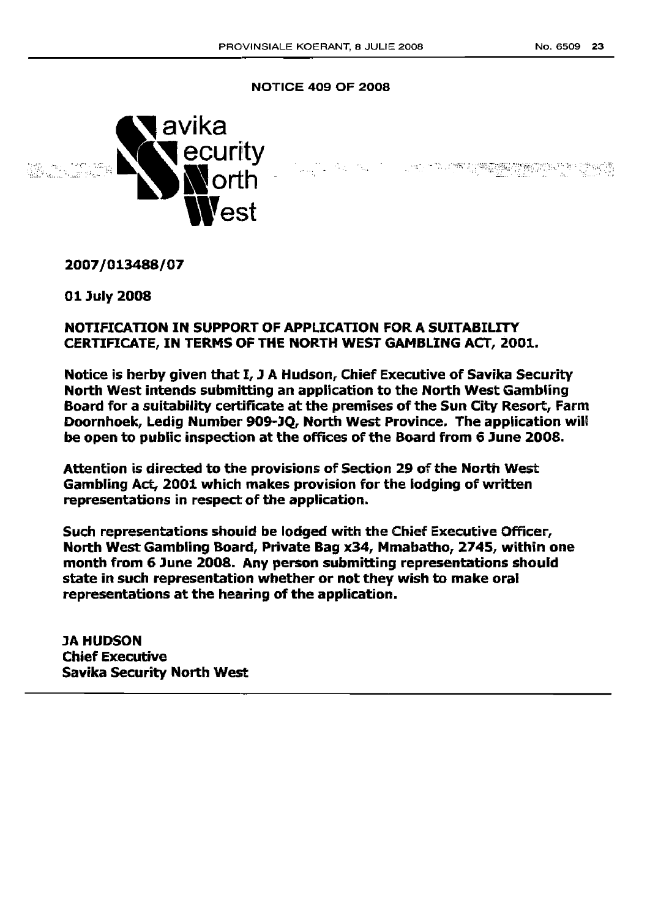## NOTICE 409 OF 2008

Savika Security North West

**2007/013488/07**

**01 July 2008**

**NOTIFICATION IN SUPPORT OF APPLICATION FOR A SUITABILITY CERTIFICATE, IN TERMS OF THE NORTH WEST GAMBLING ACT, 2001.**

**Notice is herby given that I, J A Hudson, Chief Executive of Savika Security North West intends submitting an application to the North West Gambling Board for a suitability certificate at the premises of the Sun City Resort, Farm Doornhoek, Ledig Number 909-JQ, North West Province. The application will be open to public inspection at the offices of the Board from 6 June 2008.**

**Attention is directed to the provisions of Section 29 of the North West Gambling Act, 2001 which makes provision for the lodging of written representations in respect of the application.**

**Such representations should be lodged with the Chief Executive Officer, North West Gambling Board, Private Bag x34, Mmabatho, 2745, within one month from 6 June 2008. Any person submitting representations should state in such representation whether or not they wish to make oral representations at the hearing of the application.**

**JA HUDSON**
**Chief Executive**
**Savika Security North West**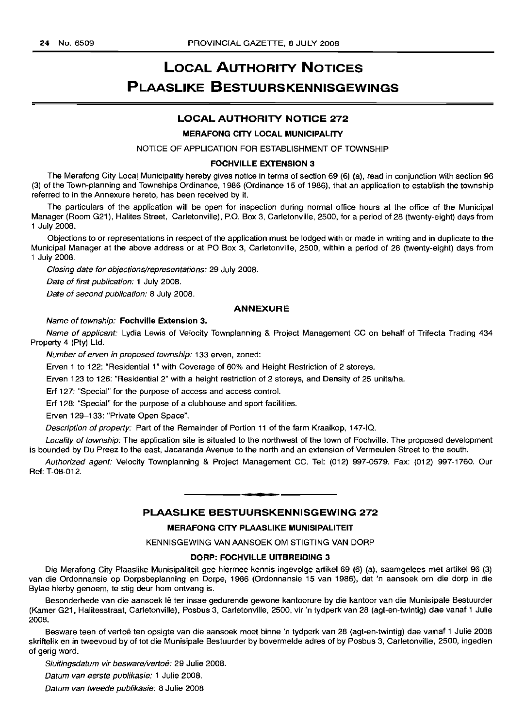# LOCAL AUTHORITY NOTICES
# PLAASLIKE BESTUURSKENNISGEWINGS

## LOCAL AUTHORITY NOTICE 272

### MERAFONG CITY LOCAL MUNICIPALITY

NOTICE OF APPLICATION FOR ESTABLISHMENT OF TOWNSHIP

### FOCHVILLE EXTENSION 3

The Merafong City Local Municipality hereby gives notice in terms of section 69 (6) (a), read in conjunction with section 96 (3) of the Town-planning and Townships Ordinance, 1986 (Ordinance 15 of 1986), that an application to establish the township referred to in the Annexure hereto, has been received by it.

The particulars of the application will be open for inspection during normal office hours at the office of the Municipal Manager (Room G21), Halites Street, Carletonville), P.O. Box 3, Carletonville, 2500, for a period of 28 (twenty-eight) days from 1 July 2008.

Objections to or representations in respect of the application must be lodged with or made in writing and in duplicate to the Municipal Manager at the above address or at PO Box 3, Carletonville, 2500, within a period of 28 (twenty-eight) days from 1 July 2008.

*Closing date for objections/representations:* 29 July 2008.

*Date of first publication:* 1 July 2008.

*Date of second publication:* 8 July 2008.

### ANNEXURE

*Name of township:* **Fochville Extension 3.**

*Name of applicant:* Lydia Lewis of Velocity Townplanning & Project Management CC on behalf of Trifecta Trading 434 Property 4 (Pty) Ltd.

*Number of erven in proposed township:* 133 erven, zoned:

Erven 1 to 122: "Residential 1" with Coverage of 60% and Height Restriction of 2 storeys.

Erven 123 to 126: "Residential 2" with a height restriction of 2 storeys, and Density of 25 units/ha.

Erf 127: "Special" for the purpose of access and access control.

Erf 128: "Special" for the purpose of a clubhouse and sport facilities.

Erven 129–133: "Private Open Space".

*Description of property:* Part of the Remainder of Portion 11 of the farm Kraalkop, 147-IQ.

*Locality of township:* The application site is situated to the northwest of the town of Fochville. The proposed development is bounded by Du Preez to the east, Jacaranda Avenue to the north and an extension of Vermeulen Street to the south.

*Authorized agent:* Velocity Townplanning & Project Management CC. Tel: (012) 997-0579. Fax: (012) 997-1760. Our Ref: T-08-012.

## PLAASLIKE BESTUURSKENNISGEWING 272

### MERAFONG CITY PLAASLIKE MUNISIPALITEIT

KENNISGEWING VAN AANSOEK OM STIGTING VAN DORP

### DORP: FOCHVILLE UITBREIDING 3

Die Merafong City Plaaslike Munisipaliteit gee hiermee kennis ingevolge artikel 69 (6) (a), saamgelees met artikel 96 (3) van die Ordonnansie op Dorpsbeplanning en Dorpe, 1986 (Ordonnansie 15 van 1986), dat 'n aansoek om die dorp in die Bylae hierby genoem, te stig deur hom ontvang is.

Besonderhede van die aansoek lê ter insae gedurende gewone kantoorure by die kantoor van die Munisipale Bestuurder (Kamer G21, Halitesstraat, Carletonville), Posbus 3, Carletonville, 2500, vir 'n tydperk van 28 (agt-en-twintig) dae vanaf 1 Julie 2008.

Besware teen of vertoë ten opsigte van die aansoek moet binne 'n tydperk van 28 (agt-en-twintig) dae vanaf 1 Julie 2008 skriftelik en in tweevoud by of tot die Munisipale Bestuurder by bovermelde adres of by Posbus 3, Carletonville, 2500, ingedien of gerig word.

*Sluitingsdatum vir besware/vertoë:* 29 Julie 2008.

*Datum van eerste publikasie:* 1 Julie 2008.

*Datum van tweede publikasie:* 8 Julie 2008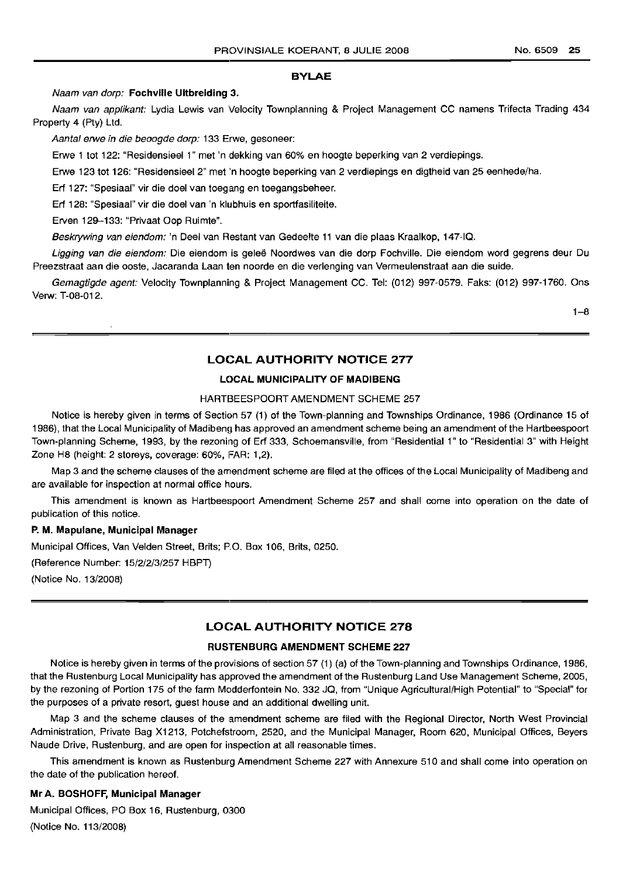**BYLAE**

*Naam van dorp:* **Fochville Uitbreiding 3.**

*Naam van applikant:* Lydia Lewis van Velocity Townplanning & Project Management CC namens Trifecta Trading 434 Property 4 (Pty) Ltd.

*Aantal erwe in die beoogde dorp:* 133 Erwe, gesoneer:

Erwe 1 tot 122: "Residensieel 1" met 'n dekking van 60% en hoogte beperking van 2 verdiepings.

Erwe 123 tot 126: "Residensieel 2" met 'n hoogte beperking van 2 verdiepings en digtheid van 25 eenhede/ha.

Erf 127: "Spesiaal" vir die doel van toegang en toegangsbeheer.

Erf 128: "Spesiaal" vir die doel van 'n klubhuis en sportfasiliteite.

Erven 129–133: "Privaat Oop Ruimte".

*Beskrywing van eiendom:* 'n Deel van Restant van Gedeelte 11 van die plaas Kraalkop, 147-IQ.

*Ligging van die eiendom:* Die eiendom is geleë Noordwes van die dorp Fochville. Die eiendom word gegrens deur Du Preezstraat aan die ooste, Jacaranda Laan ten noorde en die verlenging van Vermeulenstraat aan die suide.

*Gemagtigde agent:* Velocity Townplanning & Project Management CC. Tel: (012) 997-0579. Faks: (012) 997-1760. Ons Verw: T-08-012.

1–8

## LOCAL AUTHORITY NOTICE 277

### LOCAL MUNICIPALITY OF MADIBENG

HARTBEESPOORT AMENDMENT SCHEME 257

Notice is hereby given in terms of Section 57 (1) of the Town-planning and Townships Ordinance, 1986 (Ordinance 15 of 1986), that the Local Municipality of Madibeng has approved an amendment scheme being an amendment of the Hartbeespoort Town-planning Scheme, 1993, by the rezoning of Erf 333, Schoemansville, from "Residential 1" to "Residential 3" with Height Zone H8 (height: 2 storeys, coverage: 60%, FAR: 1,2).

Map 3 and the scheme clauses of the amendment scheme are filed at the offices of the Local Municipality of Madibeng and are available for inspection at normal office hours.

This amendment is known as Hartbeespoort Amendment Scheme 257 and shall come into operation on the date of publication of this notice.

**P. M. Mapulane, Municipal Manager**

Municipal Offices, Van Velden Street, Brits; P.O. Box 106, Brits, 0250.

(Reference Number: 15/2/2/3/257 HBPT)

(Notice No. 13/2008)

## LOCAL AUTHORITY NOTICE 278

### RUSTENBURG AMENDMENT SCHEME 227

Notice is hereby given in terms of the provisions of section 57 (1) (a) of the Town-planning and Townships Ordinance, 1986, that the Rustenburg Local Municipality has approved the amendment of the Rustenburg Land Use Management Scheme, 2005, by the rezoning of Portion 175 of the farm Modderfontein No. 332 JQ, from "Unique Agricultural/High Potential" to "Special" for the purposes of a private resort, guest house and an additional dwelling unit.

Map 3 and the scheme clauses of the amendment scheme are filed with the Regional Director, North West Provincial Administration, Private Bag X1213, Potchefstroom, 2520, and the Municipal Manager, Room 620, Municipal Offices, Beyers Naude Drive, Rustenburg, and are open for inspection at all reasonable times.

This amendment is known as Rustenburg Amendment Scheme 227 with Annexure 510 and shall come into operation on the date of the publication hereof.

**Mr A. BOSHOFF, Municipal Manager**

Municipal Offices, PO Box 16, Rustenburg, 0300

(Notice No. 113/2008)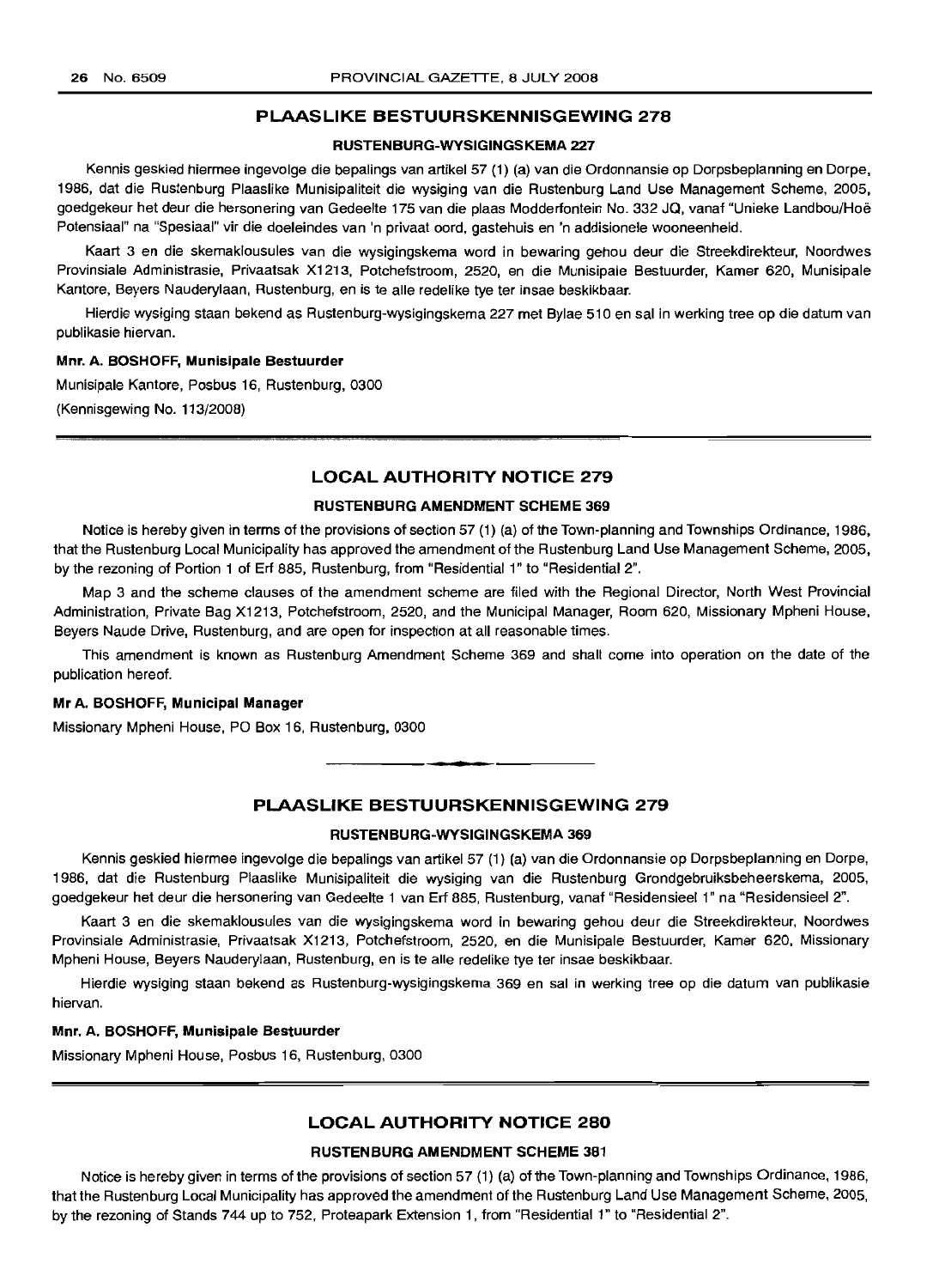## PLAASLIKE BESTUURSKENNISGEWING 278

### RUSTENBURG-WYSIGINGSKEMA 227

Kennis geskied hiermee ingevolge die bepalings van artikel 57 (1) (a) van die Ordonnansie op Dorpsbeplanning en Dorpe, 1986, dat die Rustenburg Plaaslike Munisipaliteit die wysiging van die Rustenburg Land Use Management Scheme, 2005, goedgekeur het deur die hersonering van Gedeelte 175 van die plaas Modderfontein No. 332 JQ, vanaf "Unieke Landbou/Hoë Potensiaal" na "Spesiaal" vir die doeleindes van 'n privaat oord, gastehuis en 'n addisionele wooneenheid.

Kaart 3 en die skemaklousules van die wysigingskema word in bewaring gehou deur die Streekdirekteur, Noordwes Provinsiale Administrasie, Privaatsak X1213, Potchefstroom, 2520, en die Munisipale Bestuurder, Kamer 620, Munisipale Kantore, Beyers Nauderylaan, Rustenburg, en is te alle redelike tye ter insae beskikbaar.

Hierdie wysiging staan bekend as Rustenburg-wysigingskema 227 met Bylae 510 en sal in werking tree op die datum van publikasie hiervan.

**Mnr. A. BOSHOFF, Munisipale Bestuurder**

Munisipale Kantore, Posbus 16, Rustenburg, 0300

(Kennisgewing No. 113/2008)

## LOCAL AUTHORITY NOTICE 279

### RUSTENBURG AMENDMENT SCHEME 369

Notice is hereby given in terms of the provisions of section 57 (1) (a) of the Town-planning and Townships Ordinance, 1986, that the Rustenburg Local Municipality has approved the amendment of the Rustenburg Land Use Management Scheme, 2005, by the rezoning of Portion 1 of Erf 885, Rustenburg, from "Residential 1" to "Residential 2".

Map 3 and the scheme clauses of the amendment scheme are filed with the Regional Director, North West Provincial Administration, Private Bag X1213, Potchefstroom, 2520, and the Municipal Manager, Room 620, Missionary Mpheni House, Beyers Naude Drive, Rustenburg, and are open for inspection at all reasonable times.

This amendment is known as Rustenburg Amendment Scheme 369 and shall come into operation on the date of the publication hereof.

**Mr A. BOSHOFF, Municipal Manager**

Missionary Mpheni House, PO Box 16, Rustenburg, 0300

## PLAASLIKE BESTUURSKENNISGEWING 279

### RUSTENBURG-WYSIGINGSKEMA 369

Kennis geskied hiermee ingevolge die bepalings van artikel 57 (1) (a) van die Ordonnansie op Dorpsbeplanning en Dorpe, 1986, dat die Rustenburg Plaaslike Munisipaliteit die wysiging van die Rustenburg Grondgebruiksbeheerskema, 2005, goedgekeur het deur die hersonering van Gedeelte 1 van Erf 885, Rustenburg, vanaf "Residensieel 1" na "Residensieel 2".

Kaart 3 en die skemaklousules van die wysigingskema word in bewaring gehou deur die Streekdirekteur, Noordwes Provinsiale Administrasie, Privaatsak X1213, Potchefstroom, 2520, en die Munisipale Bestuurder, Kamer 620, Missionary Mpheni House, Beyers Nauderylaan, Rustenburg, en is te alle redelike tye ter insae beskikbaar.

Hierdie wysiging staan bekend as Rustenburg-wysigingskema 369 en sal in werking tree op die datum van publikasie hiervan.

**Mnr. A. BOSHOFF, Munisipale Bestuurder**

Missionary Mpheni House, Posbus 16, Rustenburg, 0300

## LOCAL AUTHORITY NOTICE 280

### RUSTENBURG AMENDMENT SCHEME 381

Notice is hereby given in terms of the provisions of section 57 (1) (a) of the Town-planning and Townships Ordinance, 1986, that the Rustenburg Local Municipality has approved the amendment of the Rustenburg Land Use Management Scheme, 2005, by the rezoning of Stands 744 up to 752, Proteapark Extension 1, from "Residential 1" to "Residential 2".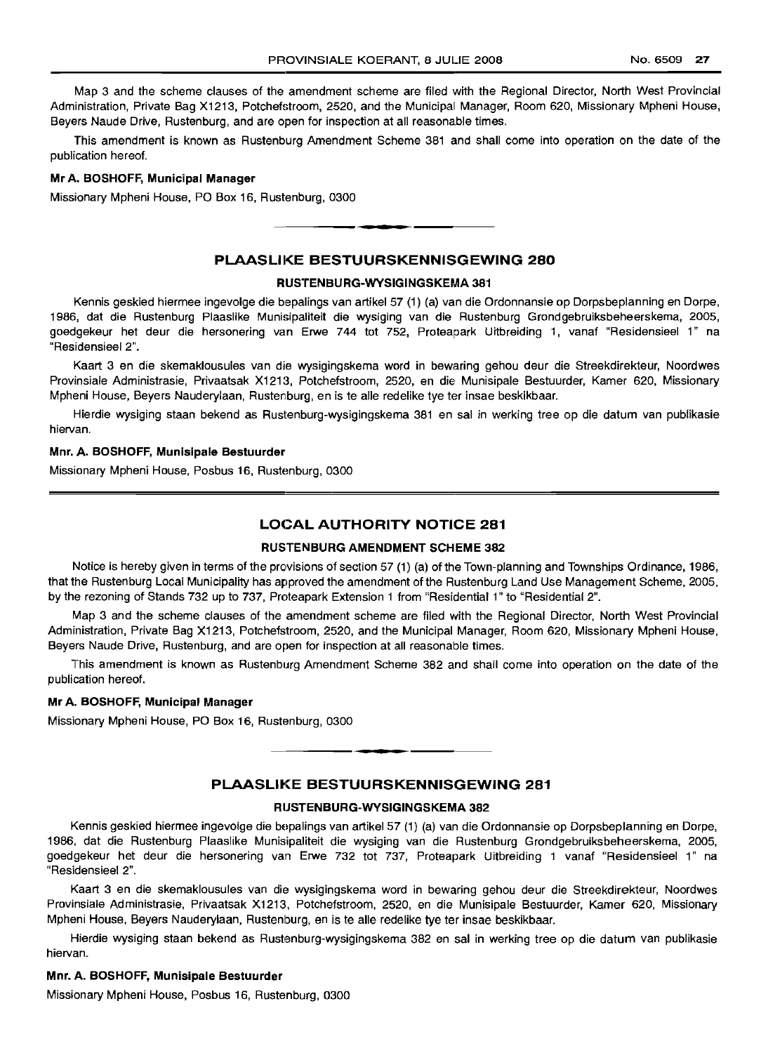Map 3 and the scheme clauses of the amendment scheme are filed with the Regional Director, North West Provincial Administration, Private Bag X1213, Potchefstroom, 2520, and the Municipal Manager, Room 620, Missionary Mpheni House, Beyers Naude Drive, Rustenburg, and are open for inspection at all reasonable times.

This amendment is known as Rustenburg Amendment Scheme 381 and shall come into operation on the date of the publication hereof.

**Mr A. BOSHOFF, Municipal Manager**

Missionary Mpheni House, PO Box 16, Rustenburg, 0300

## PLAASLIKE BESTUURSKENNISGEWING 280

### RUSTENBURG-WYSIGINGSKEMA 381

Kennis geskied hiermee ingevolge die bepalings van artikel 57 (1) (a) van die Ordonnansie op Dorpsbeplanning en Dorpe, 1986, dat die Rustenburg Plaaslike Munisipaliteit die wysiging van die Rustenburg Grondgebruiksbeheerskema, 2005, goedgekeur het deur die hersonering van Erwe 744 tot 752, Proteapark Uitbreiding 1, vanaf "Residensieel 1" na "Residensieel 2".

Kaart 3 en die skemaklousules van die wysigingskema word in bewaring gehou deur die Streekdirekteur, Noordwes Provinsiale Administrasie, Privaatsak X1213, Potchefstroom, 2520, en die Munisipale Bestuurder, Kamer 620, Missionary Mpheni House, Beyers Nauderylaan, Rustenburg, en is te alle redelike tye ter insae beskikbaar.

Hierdie wysiging staan bekend as Rustenburg-wysigingskema 381 en sal in werking tree op die datum van publikasie hiervan.

**Mnr. A. BOSHOFF, Munisipale Bestuurder**

Missionary Mpheni House, Posbus 16, Rustenburg, 0300

## LOCAL AUTHORITY NOTICE 281

### RUSTENBURG AMENDMENT SCHEME 382

Notice is hereby given in terms of the provisions of section 57 (1) (a) of the Town-planning and Townships Ordinance, 1986, that the Rustenburg Local Municipality has approved the amendment of the Rustenburg Land Use Management Scheme, 2005, by the rezoning of Stands 732 up to 737, Proteapark Extension 1 from "Residential 1" to "Residential 2".

Map 3 and the scheme clauses of the amendment scheme are filed with the Regional Director, North West Provincial Administration, Private Bag X1213, Potchefstroom, 2520, and the Municipal Manager, Room 620, Missionary Mpheni House, Beyers Naude Drive, Rustenburg, and are open for inspection at all reasonable times.

This amendment is known as Rustenburg Amendment Scheme 382 and shall come into operation on the date of the publication hereof.

**Mr A. BOSHOFF, Municipal Manager**

Missionary Mpheni House, PO Box 16, Rustenburg, 0300

## PLAASLIKE BESTUURSKENNISGEWING 281

### RUSTENBURG-WYSIGINGSKEMA 382

Kennis geskied hiermee ingevolge die bepalings van artikel 57 (1) (a) van die Ordonnansie op Dorpsbeplanning en Dorpe, 1986, dat die Rustenburg Plaaslike Munisipaliteit die wysiging van die Rustenburg Grondgebruiksbeheerskema, 2005, goedgekeur het deur die hersonering van Erwe 732 tot 737, Proteapark Uitbreiding 1 vanaf "Residensieel 1" na "Residensieel 2".

Kaart 3 en die skemaklousules van die wysigingskema word in bewaring gehou deur die Streekdirekteur, Noordwes Provinsiale Administrasie, Privaatsak X1213, Potchefstroom, 2520, en die Munisipale Bestuurder, Kamer 620, Missionary Mpheni House, Beyers Nauderylaan, Rustenburg, en is te alle redelike tye ter insae beskikbaar.

Hierdie wysiging staan bekend as Rustenburg-wysigingskema 382 en sal in werking tree op die datum van publikasie hiervan.

**Mnr. A. BOSHOFF, Munisipale Bestuurder**

Missionary Mpheni House, Posbus 16, Rustenburg, 0300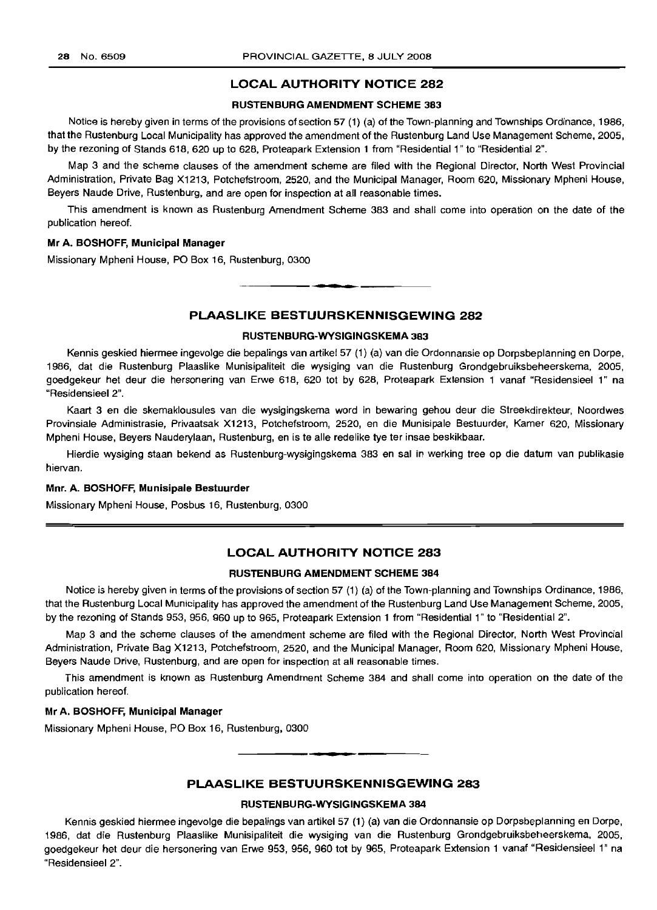## LOCAL AUTHORITY NOTICE 282

### RUSTENBURG AMENDMENT SCHEME 383

Notice is hereby given in terms of the provisions of section 57 (1) (a) of the Town-planning and Townships Ordinance, 1986, that the Rustenburg Local Municipality has approved the amendment of the Rustenburg Land Use Management Scheme, 2005, by the rezoning of Stands 618, 620 up to 628, Proteapark Extension 1 from "Residential 1" to "Residential 2".

Map 3 and the scheme clauses of the amendment scheme are filed with the Regional Director, North West Provincial Administration, Private Bag X1213, Potchefstroom, 2520, and the Municipal Manager, Room 620, Missionary Mpheni House, Beyers Naude Drive, Rustenburg, and are open for inspection at all reasonable times.

This amendment is known as Rustenburg Amendment Scheme 383 and shall come into operation on the date of the publication hereof.

**Mr A. BOSHOFF, Municipal Manager**

Missionary Mpheni House, PO Box 16, Rustenburg, 0300

---

## PLAASLIKE BESTUURSKENNISGEWING 282

### RUSTENBURG-WYSIGINGSKEMA 383

Kennis geskied hiermee ingevolge die bepalings van artikel 57 (1) (a) van die Ordonnansie op Dorpsbeplanning en Dorpe, 1986, dat die Rustenburg Plaaslike Munisipaliteit die wysiging van die Rustenburg Grondgebruiksbeheerskema, 2005, goedgekeur het deur die hersonering van Erwe 618, 620 tot by 628, Proteapark Extension 1 vanaf "Residensieel 1" na "Residensieel 2".

Kaart 3 en die skemaklousules van die wysigingskema word in bewaring gehou deur die Streekdirekteur, Noordwes Provinsiale Administrasie, Privaatsak X1213, Potchefstroom, 2520, en die Munisipale Bestuurder, Kamer 620, Missionary Mpheni House, Beyers Nauderylaan, Rustenburg, en is te alle redelike tye ter insae beskikbaar.

Hierdie wysiging staan bekend as Rustenburg-wysigingskema 383 en sal in werking tree op die datum van publikasie hiervan.

**Mnr. A. BOSHOFF, Munisipale Bestuurder**

Missionary Mpheni House, Posbus 16, Rustenburg, 0300

---

## LOCAL AUTHORITY NOTICE 283

### RUSTENBURG AMENDMENT SCHEME 384

Notice is hereby given in terms of the provisions of section 57 (1) (a) of the Town-planning and Townships Ordinance, 1986, that the Rustenburg Local Municipality has approved the amendment of the Rustenburg Land Use Management Scheme, 2005, by the rezoning of Stands 953, 956, 960 up to 965, Proteapark Extension 1 from "Residential 1" to "Residential 2".

Map 3 and the scheme clauses of the amendment scheme are filed with the Regional Director, North West Provincial Administration, Private Bag X1213, Potchefstroom, 2520, and the Municipal Manager, Room 620, Missionary Mpheni House, Beyers Naude Drive, Rustenburg, and are open for inspection at all reasonable times.

This amendment is known as Rustenburg Amendment Scheme 384 and shall come into operation on the date of the publication hereof.

**Mr A. BOSHOFF, Municipal Manager**

Missionary Mpheni House, PO Box 16, Rustenburg, 0300

---

## PLAASLIKE BESTUURSKENNISGEWING 283

### RUSTENBURG-WYSIGINGSKEMA 384

Kennis geskied hiermee ingevolge die bepalings van artikel 57 (1) (a) van die Ordonnansie op Dorpsbeplanning en Dorpe, 1986, dat die Rustenburg Plaaslike Munisipaliteit die wysiging van die Rustenburg Grondgebruiksbeheerskema, 2005, goedgekeur het deur die hersonering van Erwe 953, 956, 960 tot by 965, Proteapark Extension 1 vanaf "Residensieel 1" na "Residensieel 2".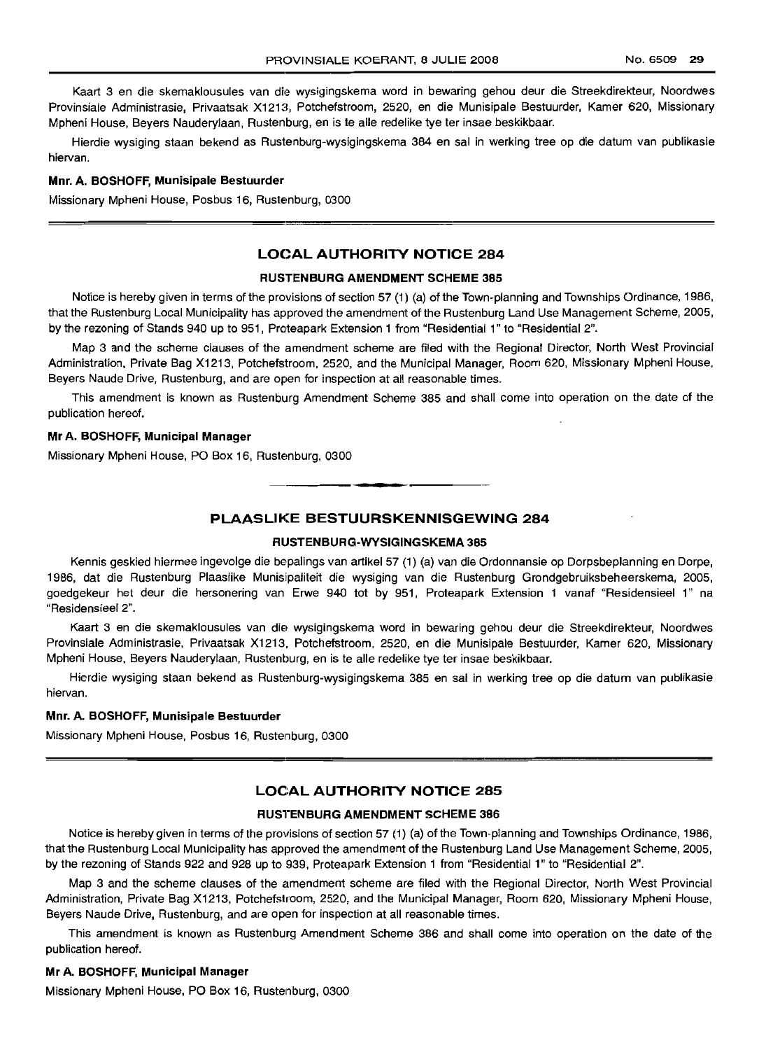Kaart 3 en die skemaklousules van die wysigingskema word in bewaring gehou deur die Streekdirekteur, Noordwes Provinsiale Administrasie, Privaatsak X1213, Potchefstroom, 2520, en die Munisipale Bestuurder, Kamer 620, Missionary Mpheni House, Beyers Nauderylaan, Rustenburg, en is te alle redelike tye ter insae beskikbaar.

Hierdie wysiging staan bekend as Rustenburg-wysigingskema 384 en sal in werking tree op die datum van publikasie hiervan.

**Mnr. A. BOSHOFF, Munisipale Bestuurder**

Missionary Mpheni House, Posbus 16, Rustenburg, 0300

## LOCAL AUTHORITY NOTICE 284

### RUSTENBURG AMENDMENT SCHEME 385

Notice is hereby given in terms of the provisions of section 57 (1) (a) of the Town-planning and Townships Ordinance, 1986, that the Rustenburg Local Municipality has approved the amendment of the Rustenburg Land Use Management Scheme, 2005, by the rezoning of Stands 940 up to 951, Proteapark Extension 1 from "Residential 1" to "Residential 2".

Map 3 and the scheme clauses of the amendment scheme are filed with the Regional Director, North West Provincial Administration, Private Bag X1213, Potchefstroom, 2520, and the Municipal Manager, Room 620, Missionary Mpheni House, Beyers Naude Drive, Rustenburg, and are open for inspection at all reasonable times.

This amendment is known as Rustenburg Amendment Scheme 385 and shall come into operation on the date of the publication hereof.

**Mr A. BOSHOFF, Municipal Manager**

Missionary Mpheni House, PO Box 16, Rustenburg, 0300

## PLAASLIKE BESTUURSKENNISGEWING 284

### RUSTENBURG-WYSIGINGSKEMA 385

Kennis geskied hiermee ingevolge die bepalings van artikel 57 (1) (a) van die Ordonnansie op Dorpsbeplanning en Dorpe, 1986, dat die Rustenburg Plaaslike Munisipaliteit die wysiging van die Rustenburg Grondgebruiksbeheerskema, 2005, goedgekeur het deur die hersonering van Erwe 940 tot by 951, Proteapark Extension 1 vanaf "Residensieel 1" na "Residensieel 2".

Kaart 3 en die skemaklousules van die wysigingskema word in bewaring gehou deur die Streekdirekteur, Noordwes Provinsiale Administrasie, Privaatsak X1213, Potchefstroom, 2520, en die Munisipale Bestuurder, Kamer 620, Missionary Mpheni House, Beyers Nauderylaan, Rustenburg, en is te alle redelike tye ter insae beskikbaar.

Hierdie wysiging staan bekend as Rustenburg-wysigingskema 385 en sal in werking tree op die datum van publikasie hiervan.

**Mnr. A. BOSHOFF, Munisipale Bestuurder**

Missionary Mpheni House, Posbus 16, Rustenburg, 0300

## LOCAL AUTHORITY NOTICE 285

### RUSTENBURG AMENDMENT SCHEME 386

Notice is hereby given in terms of the provisions of section 57 (1) (a) of the Town-planning and Townships Ordinance, 1986, that the Rustenburg Local Municipality has approved the amendment of the Rustenburg Land Use Management Scheme, 2005, by the rezoning of Stands 922 and 928 up to 939, Proteapark Extension 1 from "Residential 1" to "Residential 2".

Map 3 and the scheme clauses of the amendment scheme are filed with the Regional Director, North West Provincial Administration, Private Bag X1213, Potchefstroom, 2520, and the Municipal Manager, Room 620, Missionary Mpheni House, Beyers Naude Drive, Rustenburg, and are open for inspection at all reasonable times.

This amendment is known as Rustenburg Amendment Scheme 386 and shall come into operation on the date of the publication hereof.

**Mr A. BOSHOFF, Municipal Manager**

Missionary Mpheni House, PO Box 16, Rustenburg, 0300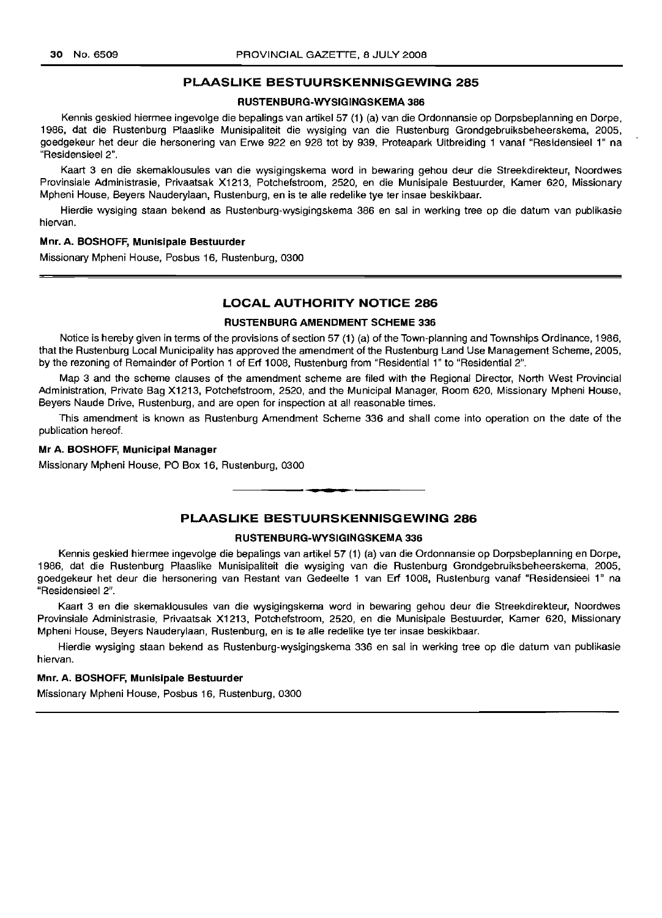## PLAASLIKE BESTUURSKENNISGEWING 285

### RUSTENBURG-WYSIGINGSKEMA 386

Kennis geskied hiermee ingevolge die bepalings van artikel 57 (1) (a) van die Ordonnansie op Dorpsbeplanning en Dorpe, 1986, dat die Rustenburg Plaaslike Munisipaliteit die wysiging van die Rustenburg Grondgebruiksbeheerskema, 2005, goedgekeur het deur die hersonering van Erwe 922 en 928 tot by 939, Proteapark Uitbreiding 1 vanaf "Residensieel 1" na "Residensieel 2".

Kaart 3 en die skemaklousules van die wysigingskema word in bewaring gehou deur die Streekdirekteur, Noordwes Provinsiale Administrasie, Privaatsak X1213, Potchefstroom, 2520, en die Munisipale Bestuurder, Kamer 620, Missionary Mpheni House, Beyers Nauderylaan, Rustenburg, en is te alle redelike tye ter insae beskikbaar.

Hierdie wysiging staan bekend as Rustenburg-wysigingskema 386 en sal in werking tree op die datum van publikasie hiervan.

**Mnr. A. BOSHOFF, Munisipale Bestuurder**

Missionary Mpheni House, Posbus 16, Rustenburg, 0300

## LOCAL AUTHORITY NOTICE 286

### RUSTENBURG AMENDMENT SCHEME 336

Notice is hereby given in terms of the provisions of section 57 (1) (a) of the Town-planning and Townships Ordinance, 1986, that the Rustenburg Local Municipality has approved the amendment of the Rustenburg Land Use Management Scheme, 2005, by the rezoning of Remainder of Portion 1 of Erf 1008, Rustenburg from "Residential 1" to "Residential 2".

Map 3 and the scheme clauses of the amendment scheme are filed with the Regional Director, North West Provincial Administration, Private Bag X1213, Potchefstroom, 2520, and the Municipal Manager, Room 620, Missionary Mpheni House, Beyers Naude Drive, Rustenburg, and are open for inspection at all reasonable times.

This amendment is known as Rustenburg Amendment Scheme 336 and shall come into operation on the date of the publication hereof.

**Mr A. BOSHOFF, Municipal Manager**

Missionary Mpheni House, PO Box 16, Rustenburg, 0300

## PLAASLIKE BESTUURSKENNISGEWING 286

### RUSTENBURG-WYSIGINGSKEMA 336

Kennis geskied hiermee ingevolge die bepalings van artikel 57 (1) (a) van die Ordonnansie op Dorpsbeplanning en Dorpe, 1986, dat die Rustenburg Plaaslike Munisipaliteit die wysiging van die Rustenburg Grondgebruiksbeheerskema, 2005, goedgekeur het deur die hersonering van Restant van Gedeelte 1 van Erf 1008, Rustenburg vanaf "Residensieel 1" na "Residensieel 2".

Kaart 3 en die skemaklousules van die wysigingskema word in bewaring gehou deur die Streekdirekteur, Noordwes Provinsiale Administrasie, Privaatsak X1213, Potchefstroom, 2520, en die Munisipale Bestuurder, Kamer 620, Missionary Mpheni House, Beyers Nauderylaan, Rustenburg, en is te alle redelike tye ter insae beskikbaar.

Hierdie wysiging staan bekend as Rustenburg-wysigingskema 336 en sal in werking tree op die datum van publikasie hiervan.

**Mnr. A. BOSHOFF, Munisipale Bestuurder**

Missionary Mpheni House, Posbus 16, Rustenburg, 0300